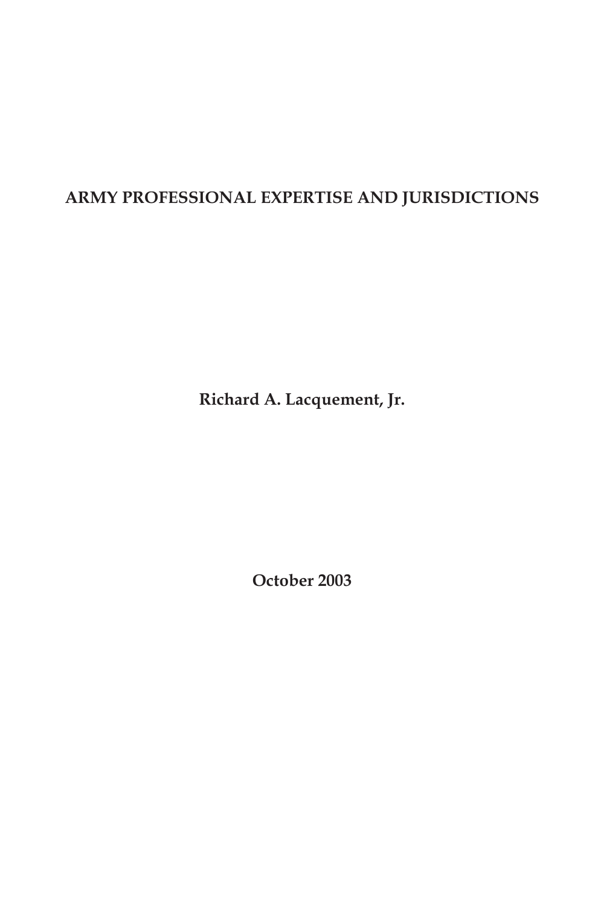# ARMY PROFESSIONAL EXPERTISE AND JURISDICTIONS

**Richard A. Lacquement, Jr.**

**October 2003**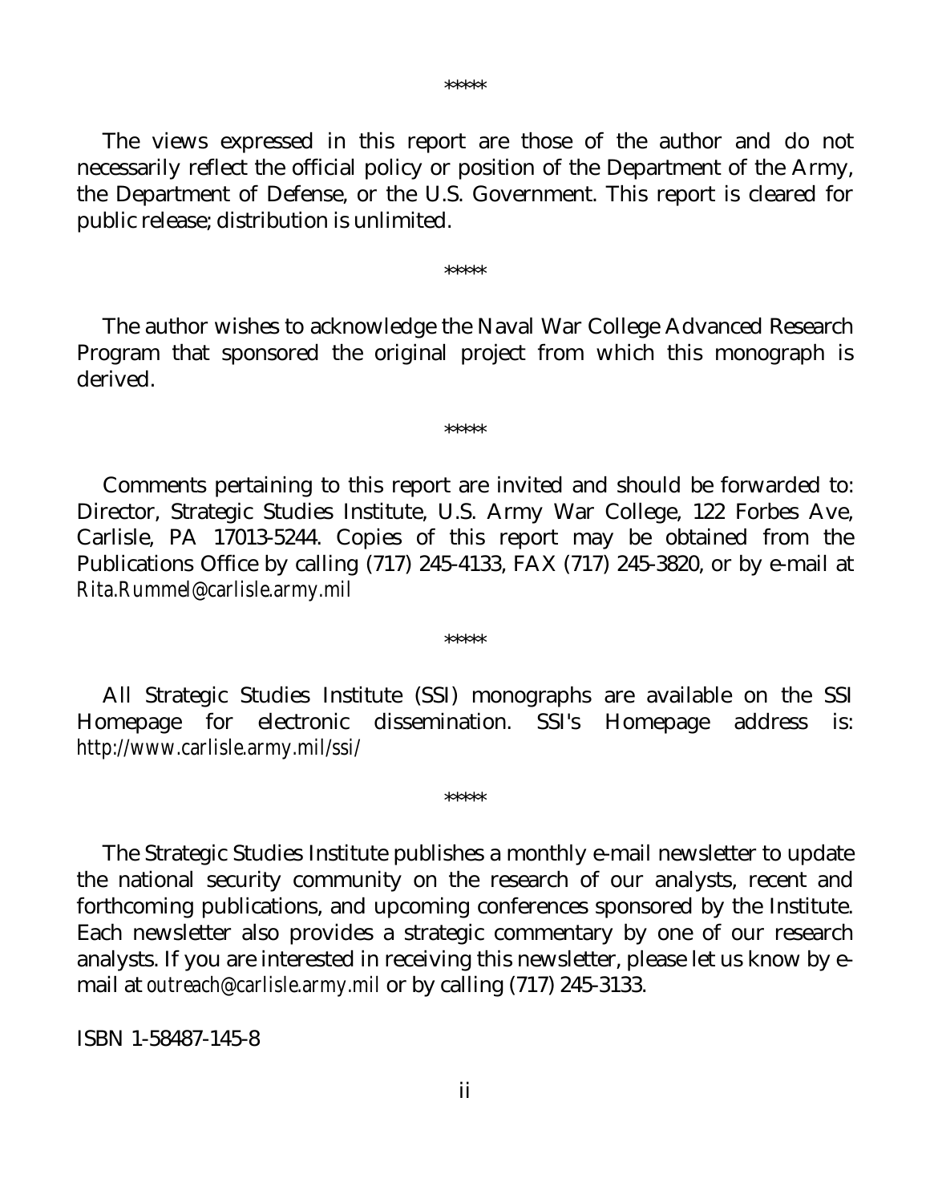*****

The views expressed in this report are those of the author and do not necessarily reflect the official policy or position of the Department of the Army, the Department of Defense, or the U.S. Government. This report is cleared for public release; distribution is unlimited.

*****

The author wishes to acknowledge the Naval War College Advanced Research Program that sponsored the original project from which this monograph is derived.

*****

Comments pertaining to this report are invited and should be forwarded to: Director, Strategic Studies Institute, U.S. Army War College, 122 Forbes Ave, Carlisle, PA 17013-5244. Copies of this report may be obtained from the Publications Office by calling (717) 245-4133, FAX (717) 245-3820, or by e-mail at *Rita.Rummel@carlisle.army.mil*

*****

All Strategic Studies Institute (SSI) monographs are available on the SSI Homepage for electronic dissemination. SSI's Homepage address is: *http://www.carlisle.army.mil/ssi/*

*****

The Strategic Studies Institute publishes a monthly e-mail newsletter to update the national security community on the research of our analysts, recent and forthcoming publications, and upcoming conferences sponsored by the Institute. Each newsletter also provides a strategic commentary by one of our research analysts. If you are interested in receiving this newsletter, please let us know by e-mail at *outreach@carlisle.army.mil* or by calling (717) 245-3133.

ISBN 1-58487-145-8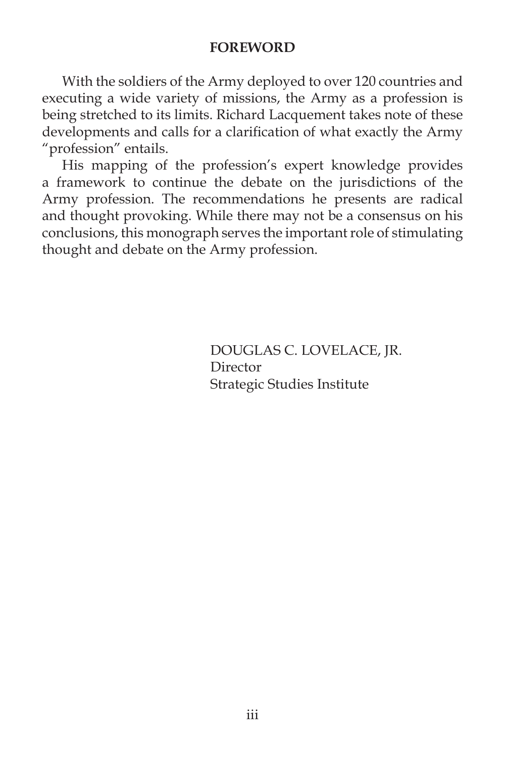## FOREWORD

With the soldiers of the Army deployed to over 120 countries and executing a wide variety of missions, the Army as a profession is being stretched to its limits. Richard Lacquement takes note of these developments and calls for a clarification of what exactly the Army "profession" entails.

His mapping of the profession's expert knowledge provides a framework to continue the debate on the jurisdictions of the Army profession. The recommendations he presents are radical and thought provoking. While there may not be a consensus on his conclusions, this monograph serves the important role of stimulating thought and debate on the Army profession.

DOUGLAS C. LOVELACE, JR.
Director
Strategic Studies Institute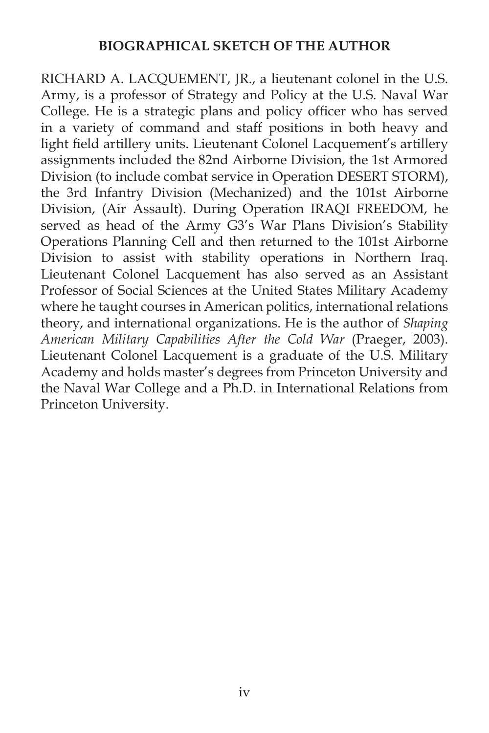## BIOGRAPHICAL SKETCH OF THE AUTHOR

RICHARD A. LACQUEMENT, JR., a lieutenant colonel in the U.S. Army, is a professor of Strategy and Policy at the U.S. Naval War College. He is a strategic plans and policy officer who has served in a variety of command and staff positions in both heavy and light field artillery units. Lieutenant Colonel Lacquement's artillery assignments included the 82nd Airborne Division, the 1st Armored Division (to include combat service in Operation DESERT STORM), the 3rd Infantry Division (Mechanized) and the 101st Airborne Division, (Air Assault). During Operation IRAQI FREEDOM, he served as head of the Army G3's War Plans Division's Stability Operations Planning Cell and then returned to the 101st Airborne Division to assist with stability operations in Northern Iraq. Lieutenant Colonel Lacquement has also served as an Assistant Professor of Social Sciences at the United States Military Academy where he taught courses in American politics, international relations theory, and international organizations. He is the author of *Shaping American Military Capabilities After the Cold War* (Praeger, 2003). Lieutenant Colonel Lacquement is a graduate of the U.S. Military Academy and holds master's degrees from Princeton University and the Naval War College and a Ph.D. in International Relations from Princeton University.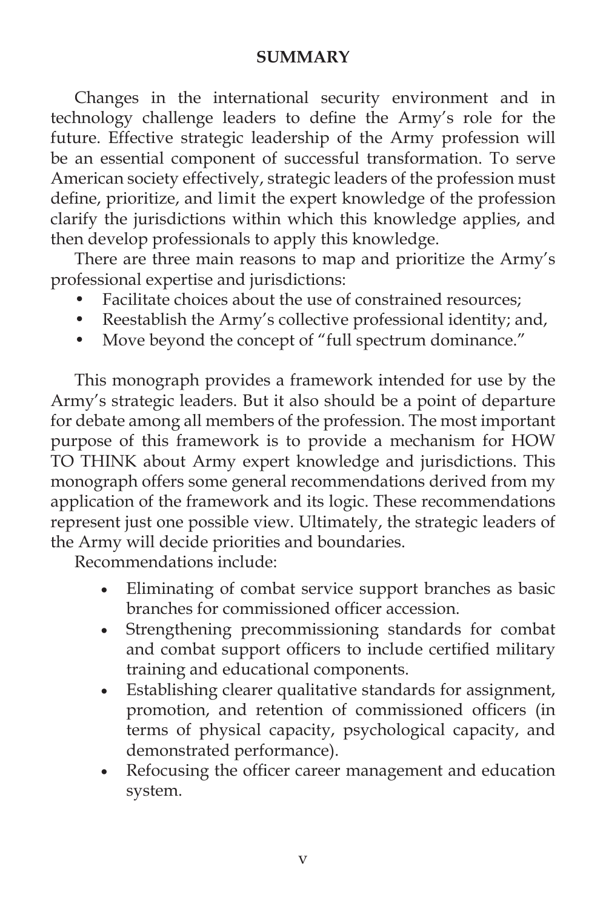## SUMMARY

Changes in the international security environment and in technology challenge leaders to define the Army's role for the future. Effective strategic leadership of the Army profession will be an essential component of successful transformation. To serve American society effectively, strategic leaders of the profession must define, prioritize, and limit the expert knowledge of the profession clarify the jurisdictions within which this knowledge applies, and then develop professionals to apply this knowledge.

There are three main reasons to map and prioritize the Army's professional expertise and jurisdictions:

- Facilitate choices about the use of constrained resources;
- Reestablish the Army's collective professional identity; and,
- Move beyond the concept of "full spectrum dominance."

This monograph provides a framework intended for use by the Army's strategic leaders. But it also should be a point of departure for debate among all members of the profession. The most important purpose of this framework is to provide a mechanism for HOW TO THINK about Army expert knowledge and jurisdictions. This monograph offers some general recommendations derived from my application of the framework and its logic. These recommendations represent just one possible view. Ultimately, the strategic leaders of the Army will decide priorities and boundaries.

Recommendations include:

- Eliminating of combat service support branches as basic branches for commissioned officer accession.
- Strengthening precommissioning standards for combat and combat support officers to include certified military training and educational components.
- Establishing clearer qualitative standards for assignment, promotion, and retention of commissioned officers (in terms of physical capacity, psychological capacity, and demonstrated performance).
- Refocusing the officer career management and education system.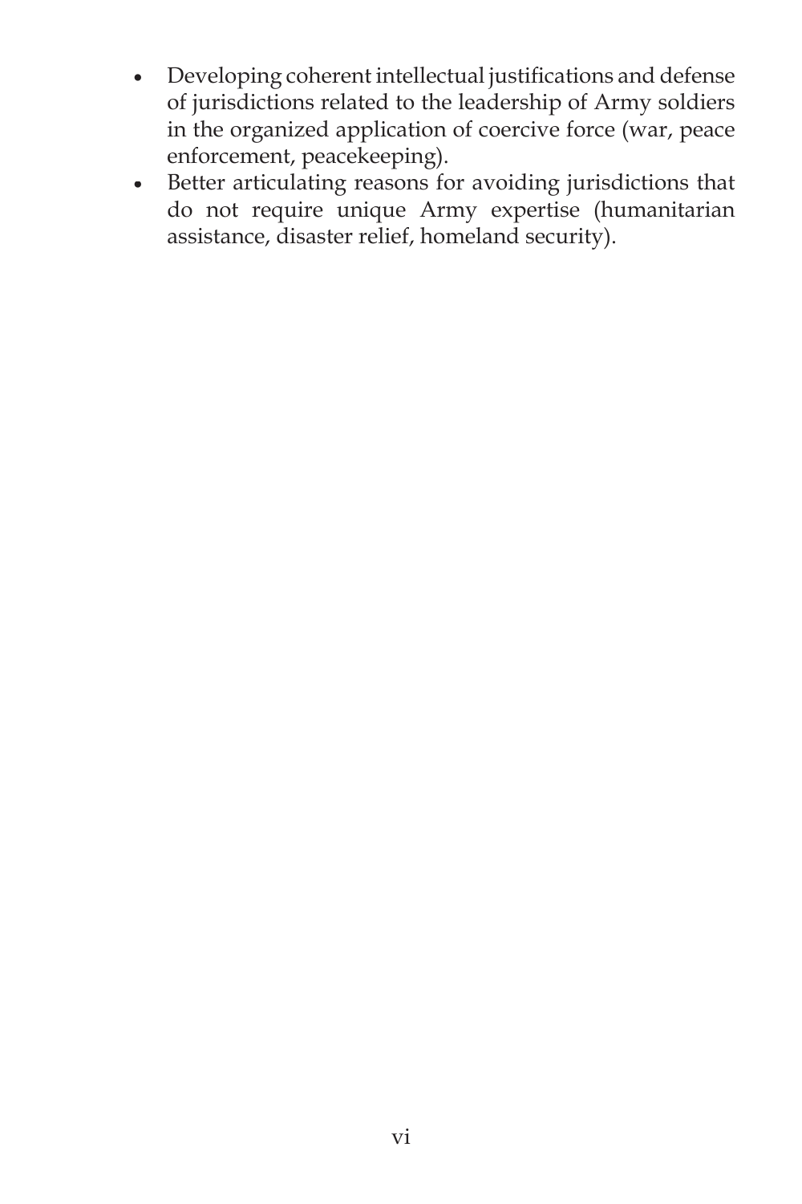- Developing coherent intellectual justifications and defense of jurisdictions related to the leadership of Army soldiers in the organized application of coercive force (war, peace enforcement, peacekeeping).
- Better articulating reasons for avoiding jurisdictions that do not require unique Army expertise (humanitarian assistance, disaster relief, homeland security).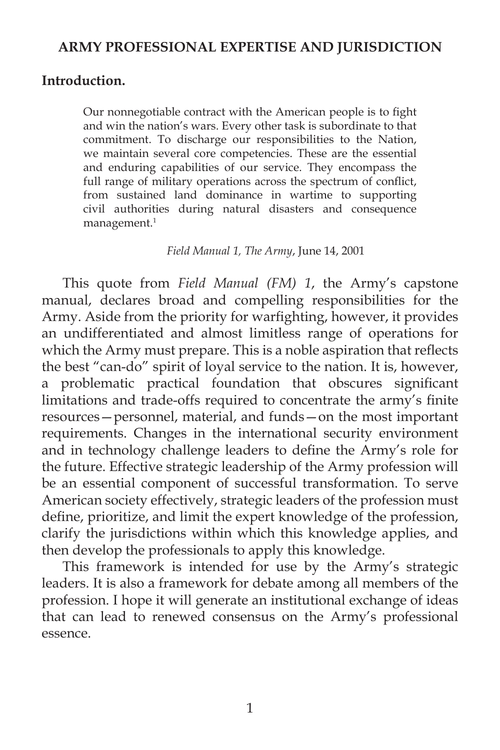# ARMY PROFESSIONAL EXPERTISE AND JURISDICTION

**Introduction.**

> Our nonnegotiable contract with the American people is to fight and win the nation's wars. Every other task is subordinate to that commitment. To discharge our responsibilities to the Nation, we maintain several core competencies. These are the essential and enduring capabilities of our service. They encompass the full range of military operations across the spectrum of conflict, from sustained land dominance in wartime to supporting civil authorities during natural disasters and consequence management.[1]
>
> *Field Manual 1, The Army*, June 14, 2001

This quote from *Field Manual (FM) 1*, the Army's capstone manual, declares broad and compelling responsibilities for the Army. Aside from the priority for warfighting, however, it provides an undifferentiated and almost limitless range of operations for which the Army must prepare. This is a noble aspiration that reflects the best "can-do" spirit of loyal service to the nation. It is, however, a problematic practical foundation that obscures significant limitations and trade-offs required to concentrate the army's finite resources—personnel, material, and funds—on the most important requirements. Changes in the international security environment and in technology challenge leaders to define the Army's role for the future. Effective strategic leadership of the Army profession will be an essential component of successful transformation. To serve American society effectively, strategic leaders of the profession must define, prioritize, and limit the expert knowledge of the profession, clarify the jurisdictions within which this knowledge applies, and then develop the professionals to apply this knowledge.

This framework is intended for use by the Army's strategic leaders. It is also a framework for debate among all members of the profession. I hope it will generate an institutional exchange of ideas that can lead to renewed consensus on the Army's professional essence.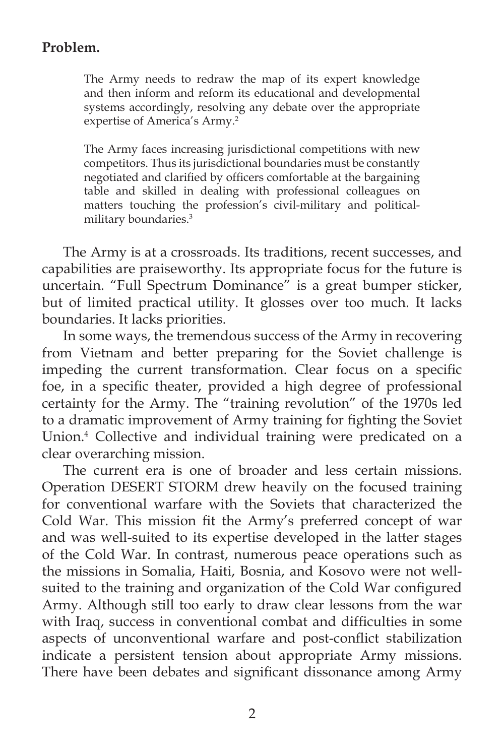**Problem.**

> The Army needs to redraw the map of its expert knowledge and then inform and reform its educational and developmental systems accordingly, resolving any debate over the appropriate expertise of America's Army.[2]
>
> The Army faces increasing jurisdictional competitions with new competitors. Thus its jurisdictional boundaries must be constantly negotiated and clarified by officers comfortable at the bargaining table and skilled in dealing with professional colleagues on matters touching the profession's civil-military and political-military boundaries.[3]

The Army is at a crossroads. Its traditions, recent successes, and capabilities are praiseworthy. Its appropriate focus for the future is uncertain. "Full Spectrum Dominance" is a great bumper sticker, but of limited practical utility. It glosses over too much. It lacks boundaries. It lacks priorities.

In some ways, the tremendous success of the Army in recovering from Vietnam and better preparing for the Soviet challenge is impeding the current transformation. Clear focus on a specific foe, in a specific theater, provided a high degree of professional certainty for the Army. The "training revolution" of the 1970s led to a dramatic improvement of Army training for fighting the Soviet Union.[4] Collective and individual training were predicated on a clear overarching mission.

The current era is one of broader and less certain missions. Operation DESERT STORM drew heavily on the focused training for conventional warfare with the Soviets that characterized the Cold War. This mission fit the Army's preferred concept of war and was well-suited to its expertise developed in the latter stages of the Cold War. In contrast, numerous peace operations such as the missions in Somalia, Haiti, Bosnia, and Kosovo were not well-suited to the training and organization of the Cold War configured Army. Although still too early to draw clear lessons from the war with Iraq, success in conventional combat and difficulties in some aspects of unconventional warfare and post-conflict stabilization indicate a persistent tension about appropriate Army missions. There have been debates and significant dissonance among Army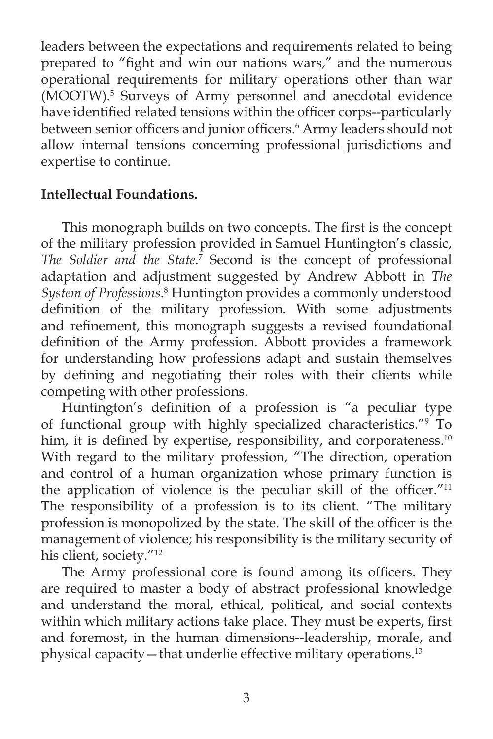leaders between the expectations and requirements related to being prepared to "fight and win our nations wars," and the numerous operational requirements for military operations other than war (MOOTW).[5] Surveys of Army personnel and anecdotal evidence have identified related tensions within the officer corps--particularly between senior officers and junior officers.[6] Army leaders should not allow internal tensions concerning professional jurisdictions and expertise to continue.

**Intellectual Foundations.**

This monograph builds on two concepts. The first is the concept of the military profession provided in Samuel Huntington's classic, *The Soldier and the State*.[7] Second is the concept of professional adaptation and adjustment suggested by Andrew Abbott in *The System of Professions*.[8] Huntington provides a commonly understood definition of the military profession. With some adjustments and refinement, this monograph suggests a revised foundational definition of the Army profession. Abbott provides a framework for understanding how professions adapt and sustain themselves by defining and negotiating their roles with their clients while competing with other professions.

Huntington's definition of a profession is "a peculiar type of functional group with highly specialized characteristics."[9] To him, it is defined by expertise, responsibility, and corporateness.[10] With regard to the military profession, "The direction, operation and control of a human organization whose primary function is the application of violence is the peculiar skill of the officer."[11] The responsibility of a profession is to its client. "The military profession is monopolized by the state. The skill of the officer is the management of violence; his responsibility is the military security of his client, society."[12]

The Army professional core is found among its officers. They are required to master a body of abstract professional knowledge and understand the moral, ethical, political, and social contexts within which military actions take place. They must be experts, first and foremost, in the human dimensions--leadership, morale, and physical capacity—that underlie effective military operations.[13]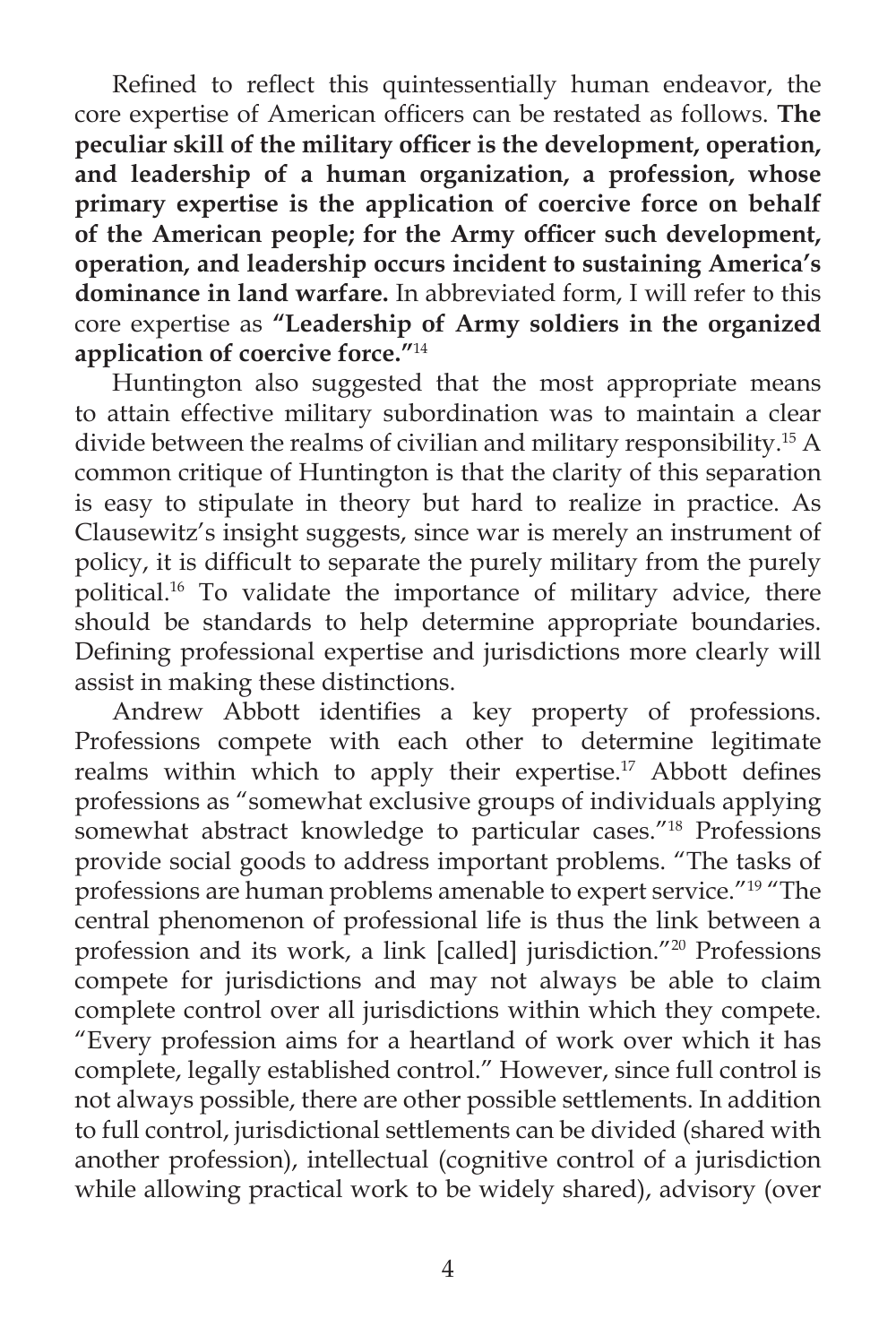Refined to reflect this quintessentially human endeavor, the core expertise of American officers can be restated as follows. **The peculiar skill of the military officer is the development, operation, and leadership of a human organization, a profession, whose primary expertise is the application of coercive force on behalf of the American people; for the Army officer such development, operation, and leadership occurs incident to sustaining America's dominance in land warfare.** In abbreviated form, I will refer to this core expertise as **"Leadership of Army soldiers in the organized application of coercive force."**[14]

Huntington also suggested that the most appropriate means to attain effective military subordination was to maintain a clear divide between the realms of civilian and military responsibility.[15] A common critique of Huntington is that the clarity of this separation is easy to stipulate in theory but hard to realize in practice. As Clausewitz's insight suggests, since war is merely an instrument of policy, it is difficult to separate the purely military from the purely political.[16] To validate the importance of military advice, there should be standards to help determine appropriate boundaries. Defining professional expertise and jurisdictions more clearly will assist in making these distinctions.

Andrew Abbott identifies a key property of professions. Professions compete with each other to determine legitimate realms within which to apply their expertise.[17] Abbott defines professions as "somewhat exclusive groups of individuals applying somewhat abstract knowledge to particular cases."[18] Professions provide social goods to address important problems. "The tasks of professions are human problems amenable to expert service."[19] "The central phenomenon of professional life is thus the link between a profession and its work, a link [called] jurisdiction."[20] Professions compete for jurisdictions and may not always be able to claim complete control over all jurisdictions within which they compete. "Every profession aims for a heartland of work over which it has complete, legally established control." However, since full control is not always possible, there are other possible settlements. In addition to full control, jurisdictional settlements can be divided (shared with another profession), intellectual (cognitive control of a jurisdiction while allowing practical work to be widely shared), advisory (over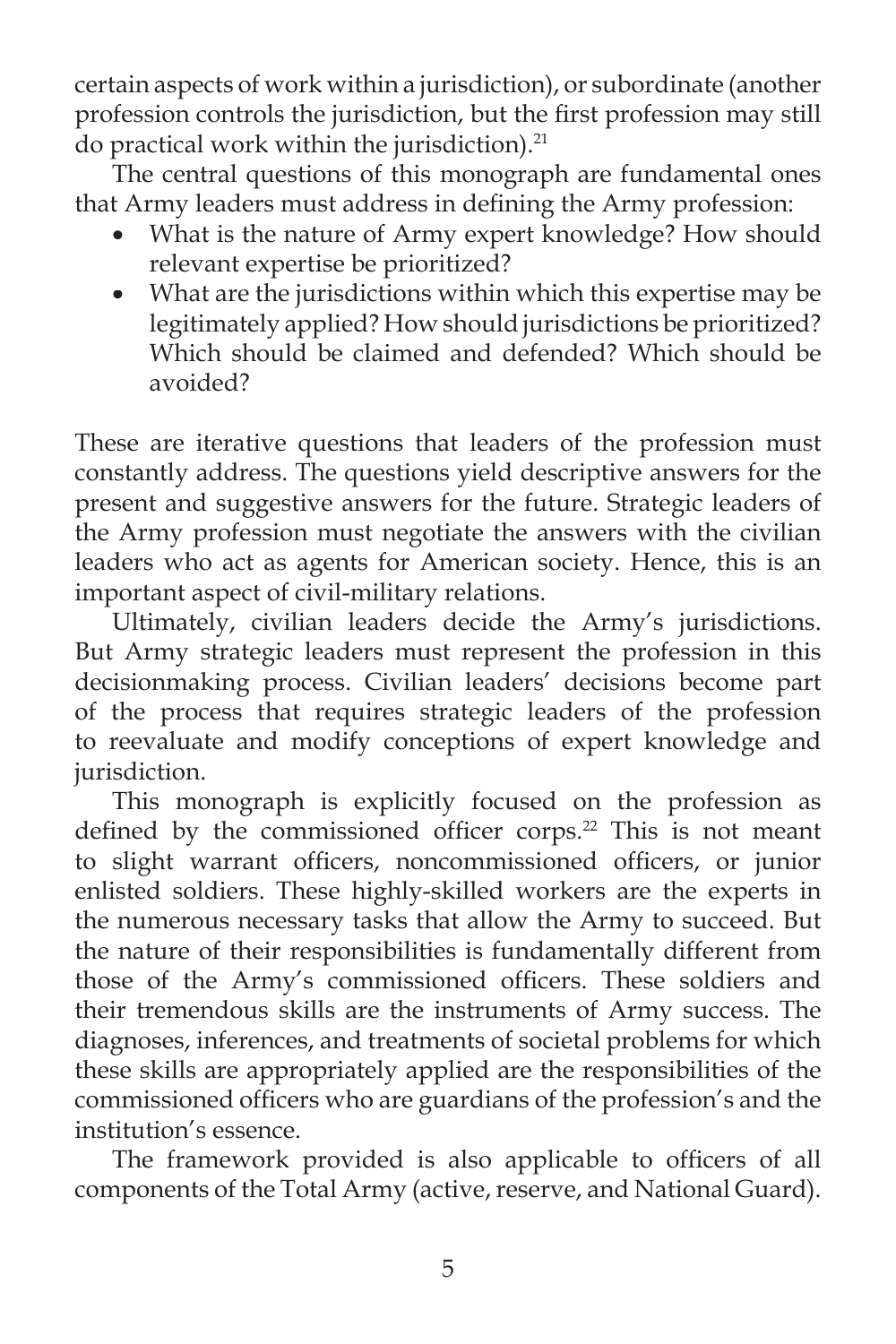certain aspects of work within a jurisdiction), or subordinate (another profession controls the jurisdiction, but the first profession may still do practical work within the jurisdiction).[21]

The central questions of this monograph are fundamental ones that Army leaders must address in defining the Army profession:

- What is the nature of Army expert knowledge? How should relevant expertise be prioritized?
- What are the jurisdictions within which this expertise may be legitimately applied? How should jurisdictions be prioritized? Which should be claimed and defended? Which should be avoided?

These are iterative questions that leaders of the profession must constantly address. The questions yield descriptive answers for the present and suggestive answers for the future. Strategic leaders of the Army profession must negotiate the answers with the civilian leaders who act as agents for American society. Hence, this is an important aspect of civil-military relations.

Ultimately, civilian leaders decide the Army's jurisdictions. But Army strategic leaders must represent the profession in this decisionmaking process. Civilian leaders' decisions become part of the process that requires strategic leaders of the profession to reevaluate and modify conceptions of expert knowledge and jurisdiction.

This monograph is explicitly focused on the profession as defined by the commissioned officer corps.[22] This is not meant to slight warrant officers, noncommissioned officers, or junior enlisted soldiers. These highly-skilled workers are the experts in the numerous necessary tasks that allow the Army to succeed. But the nature of their responsibilities is fundamentally different from those of the Army's commissioned officers. These soldiers and their tremendous skills are the instruments of Army success. The diagnoses, inferences, and treatments of societal problems for which these skills are appropriately applied are the responsibilities of the commissioned officers who are guardians of the profession's and the institution's essence.

The framework provided is also applicable to officers of all components of the Total Army (active, reserve, and National Guard).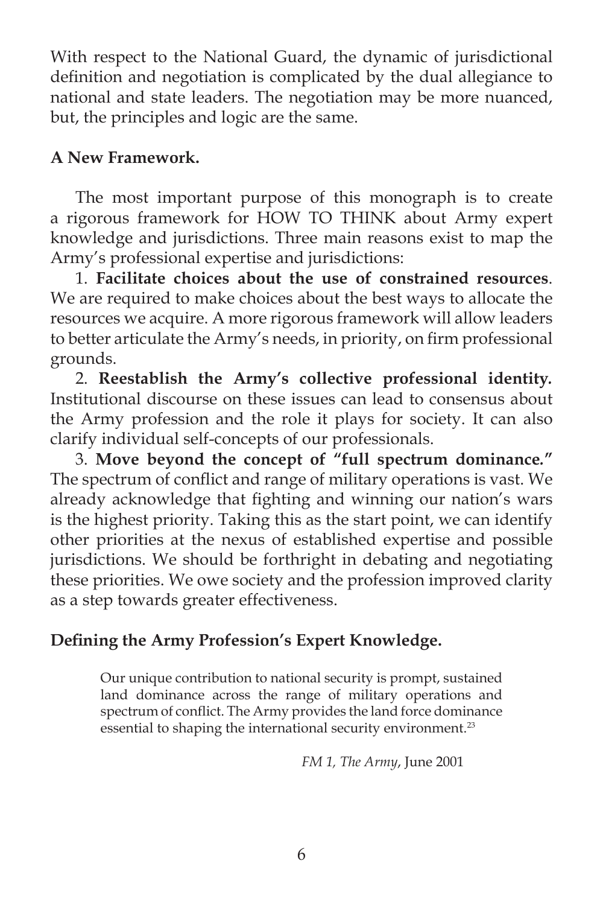With respect to the National Guard, the dynamic of jurisdictional definition and negotiation is complicated by the dual allegiance to national and state leaders. The negotiation may be more nuanced, but, the principles and logic are the same.

## A New Framework.

The most important purpose of this monograph is to create a rigorous framework for HOW TO THINK about Army expert knowledge and jurisdictions. Three main reasons exist to map the Army's professional expertise and jurisdictions:

1. **Facilitate choices about the use of constrained resources**. We are required to make choices about the best ways to allocate the resources we acquire. A more rigorous framework will allow leaders to better articulate the Army's needs, in priority, on firm professional grounds.

2. **Reestablish the Army's collective professional identity.** Institutional discourse on these issues can lead to consensus about the Army profession and the role it plays for society. It can also clarify individual self-concepts of our professionals.

3. **Move beyond the concept of "full spectrum dominance."** The spectrum of conflict and range of military operations is vast. We already acknowledge that fighting and winning our nation's wars is the highest priority. Taking this as the start point, we can identify other priorities at the nexus of established expertise and possible jurisdictions. We should be forthright in debating and negotiating these priorities. We owe society and the profession improved clarity as a step towards greater effectiveness.

## Defining the Army Profession's Expert Knowledge.

> Our unique contribution to national security is prompt, sustained land dominance across the range of military operations and spectrum of conflict. The Army provides the land force dominance essential to shaping the international security environment.[23]
>
> *FM 1, The Army*, June 2001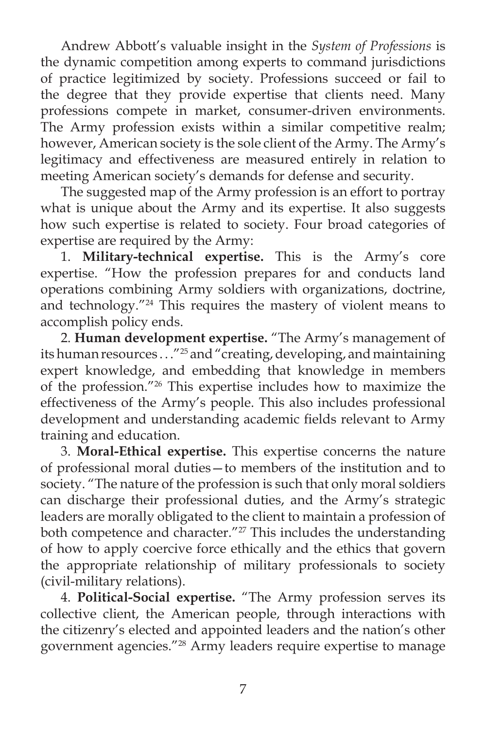Andrew Abbott's valuable insight in the *System of Professions* is the dynamic competition among experts to command jurisdictions of practice legitimized by society. Professions succeed or fail to the degree that they provide expertise that clients need. Many professions compete in market, consumer-driven environments. The Army profession exists within a similar competitive realm; however, American society is the sole client of the Army. The Army's legitimacy and effectiveness are measured entirely in relation to meeting American society's demands for defense and security.

The suggested map of the Army profession is an effort to portray what is unique about the Army and its expertise. It also suggests how such expertise is related to society. Four broad categories of expertise are required by the Army:

1. **Military-technical expertise.** This is the Army's core expertise. "How the profession prepares for and conducts land operations combining Army soldiers with organizations, doctrine, and technology."[24] This requires the mastery of violent means to accomplish policy ends.

2. **Human development expertise.** "The Army's management of its human resources . . ."[25] and "creating, developing, and maintaining expert knowledge, and embedding that knowledge in members of the profession."[26] This expertise includes how to maximize the effectiveness of the Army's people. This also includes professional development and understanding academic fields relevant to Army training and education.

3. **Moral-Ethical expertise.** This expertise concerns the nature of professional moral duties—to members of the institution and to society. "The nature of the profession is such that only moral soldiers can discharge their professional duties, and the Army's strategic leaders are morally obligated to the client to maintain a profession of both competence and character."[27] This includes the understanding of how to apply coercive force ethically and the ethics that govern the appropriate relationship of military professionals to society (civil-military relations).

4. **Political-Social expertise.** "The Army profession serves its collective client, the American people, through interactions with the citizenry's elected and appointed leaders and the nation's other government agencies."[28] Army leaders require expertise to manage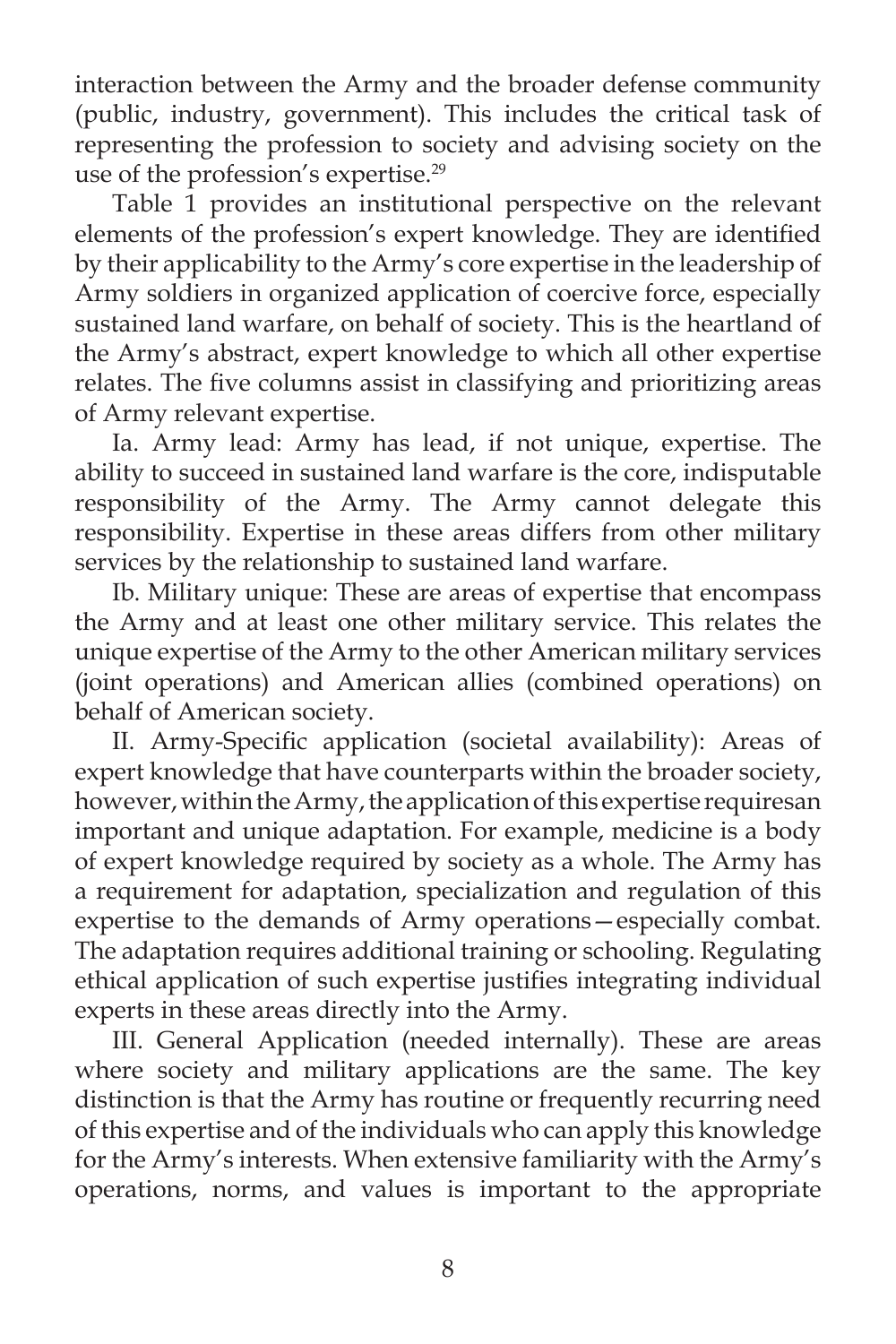interaction between the Army and the broader defense community (public, industry, government). This includes the critical task of representing the profession to society and advising society on the use of the profession's expertise.[29]

Table 1 provides an institutional perspective on the relevant elements of the profession's expert knowledge. They are identified by their applicability to the Army's core expertise in the leadership of Army soldiers in organized application of coercive force, especially sustained land warfare, on behalf of society. This is the heartland of the Army's abstract, expert knowledge to which all other expertise relates. The five columns assist in classifying and prioritizing areas of Army relevant expertise.

Ia. Army lead: Army has lead, if not unique, expertise. The ability to succeed in sustained land warfare is the core, indisputable responsibility of the Army. The Army cannot delegate this responsibility. Expertise in these areas differs from other military services by the relationship to sustained land warfare.

Ib. Military unique: These are areas of expertise that encompass the Army and at least one other military service. This relates the unique expertise of the Army to the other American military services (joint operations) and American allies (combined operations) on behalf of American society.

II. Army-Specific application (societal availability): Areas of expert knowledge that have counterparts within the broader society, however, within the Army, the application of this expertise requiresan important and unique adaptation. For example, medicine is a body of expert knowledge required by society as a whole. The Army has a requirement for adaptation, specialization and regulation of this expertise to the demands of Army operations—especially combat. The adaptation requires additional training or schooling. Regulating ethical application of such expertise justifies integrating individual experts in these areas directly into the Army.

III. General Application (needed internally). These are areas where society and military applications are the same. The key distinction is that the Army has routine or frequently recurring need of this expertise and of the individuals who can apply this knowledge for the Army's interests. When extensive familiarity with the Army's operations, norms, and values is important to the appropriate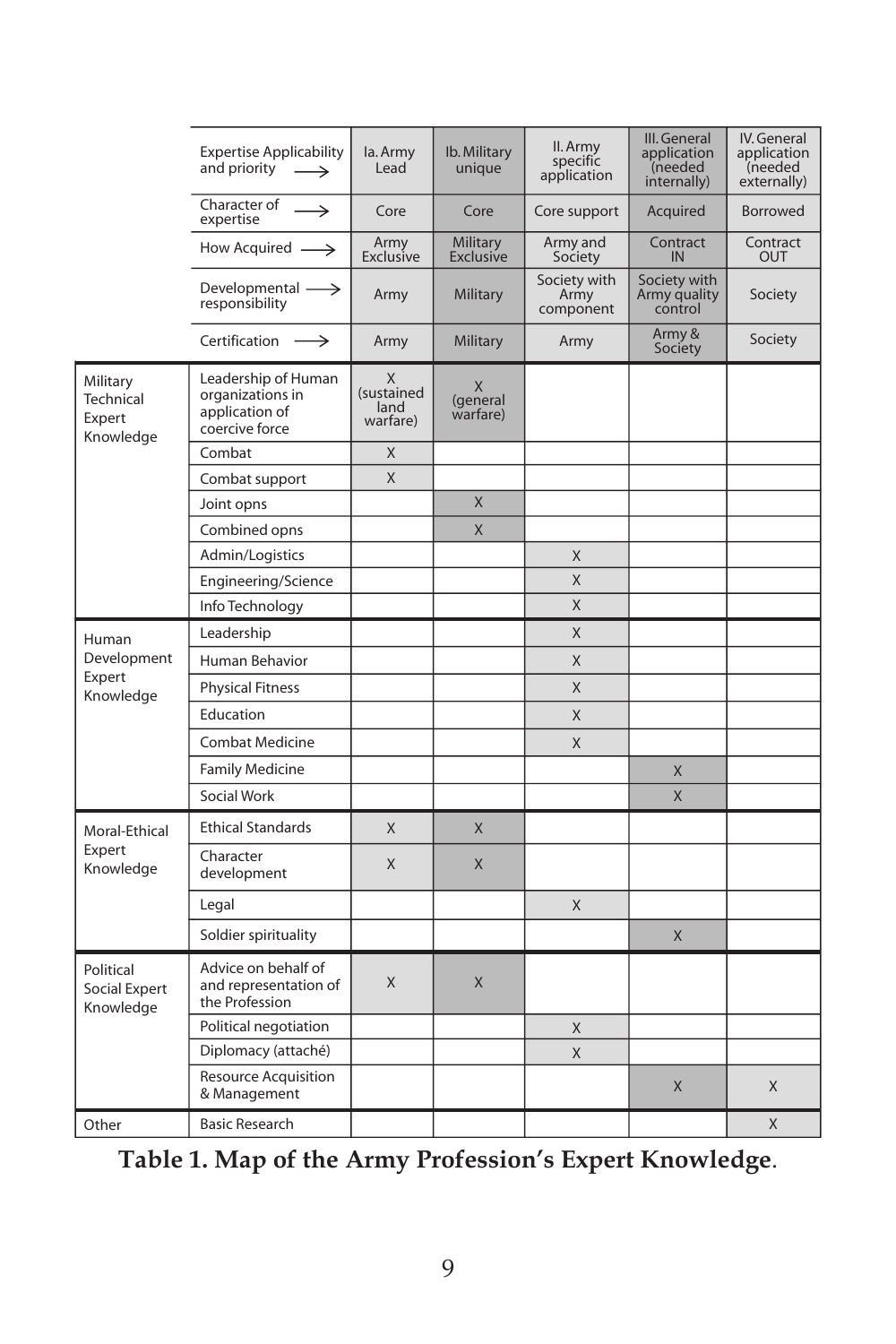| | Expertise Applicability and priority → | Ia. Army Lead | Ib. Military unique | II. Army specific application | III. General application (needed internally) | IV. General application (needed externally) |
|---|---|---|---|---|---|---|
| | Character of expertise → | Core | Core | Core support | Acquired | Borrowed |
| | How Acquired → | Army Exclusive | Military Exclusive | Army and Society | Contract IN | Contract OUT |
| | Developmental responsibility → | Army | Military | Society with Army component | Society with Army quality control | Society |
| | Certification → | Army | Military | Army | Army & Society | Society |
| Military Technical Expert Knowledge | Leadership of Human organizations in application of coercive force | X (sustained land warfare) | X (general warfare) | | | |
| | Combat | X | | | | |
| | Combat support | X | | | | |
| | Joint opns | | X | | | |
| | Combined opns | | X | | | |
| | Admin/Logistics | | | X | | |
| | Engineering/Science | | | X | | |
| | Info Technology | | | X | | |
| Human Development Expert Knowledge | Leadership | | | X | | |
| | Human Behavior | | | X | | |
| | Physical Fitness | | | X | | |
| | Education | | | X | | |
| | Combat Medicine | | | X | | |
| | Family Medicine | | | | X | |
| | Social Work | | | | X | |
| Moral-Ethical Expert Knowledge | Ethical Standards | X | X | | | |
| | Character development | X | X | | | |
| | Legal | | | X | | |
| | Soldier spirituality | | | | X | |
| Political Social Expert Knowledge | Advice on behalf of and representation of the Profession | X | X | | | |
| | Political negotiation | | | X | | |
| | Diplomacy (attaché) | | | X | | |
| | Resource Acquisition & Management | | | | X | X |
| Other | Basic Research | | | | | X |

**Table 1. Map of the Army Profession's Expert Knowledge**.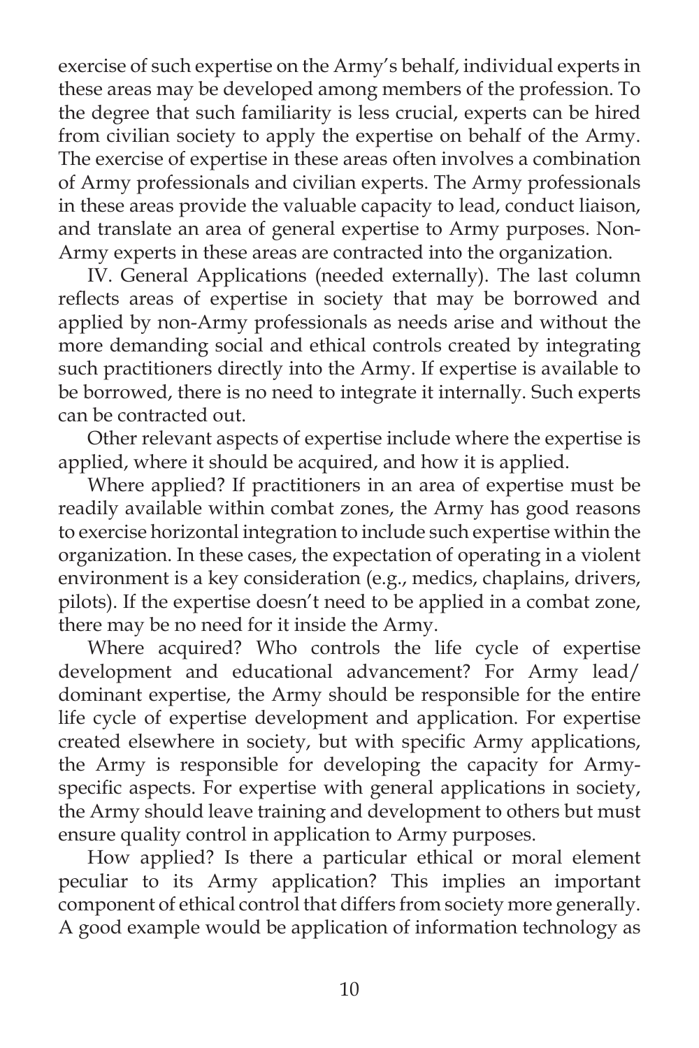exercise of such expertise on the Army's behalf, individual experts in these areas may be developed among members of the profession. To the degree that such familiarity is less crucial, experts can be hired from civilian society to apply the expertise on behalf of the Army. The exercise of expertise in these areas often involves a combination of Army professionals and civilian experts. The Army professionals in these areas provide the valuable capacity to lead, conduct liaison, and translate an area of general expertise to Army purposes. Non-Army experts in these areas are contracted into the organization.

IV. General Applications (needed externally). The last column reflects areas of expertise in society that may be borrowed and applied by non-Army professionals as needs arise and without the more demanding social and ethical controls created by integrating such practitioners directly into the Army. If expertise is available to be borrowed, there is no need to integrate it internally. Such experts can be contracted out.

Other relevant aspects of expertise include where the expertise is applied, where it should be acquired, and how it is applied.

Where applied? If practitioners in an area of expertise must be readily available within combat zones, the Army has good reasons to exercise horizontal integration to include such expertise within the organization. In these cases, the expectation of operating in a violent environment is a key consideration (e.g., medics, chaplains, drivers, pilots). If the expertise doesn't need to be applied in a combat zone, there may be no need for it inside the Army.

Where acquired? Who controls the life cycle of expertise development and educational advancement? For Army lead/dominant expertise, the Army should be responsible for the entire life cycle of expertise development and application. For expertise created elsewhere in society, but with specific Army applications, the Army is responsible for developing the capacity for Army-specific aspects. For expertise with general applications in society, the Army should leave training and development to others but must ensure quality control in application to Army purposes.

How applied? Is there a particular ethical or moral element peculiar to its Army application? This implies an important component of ethical control that differs from society more generally. A good example would be application of information technology as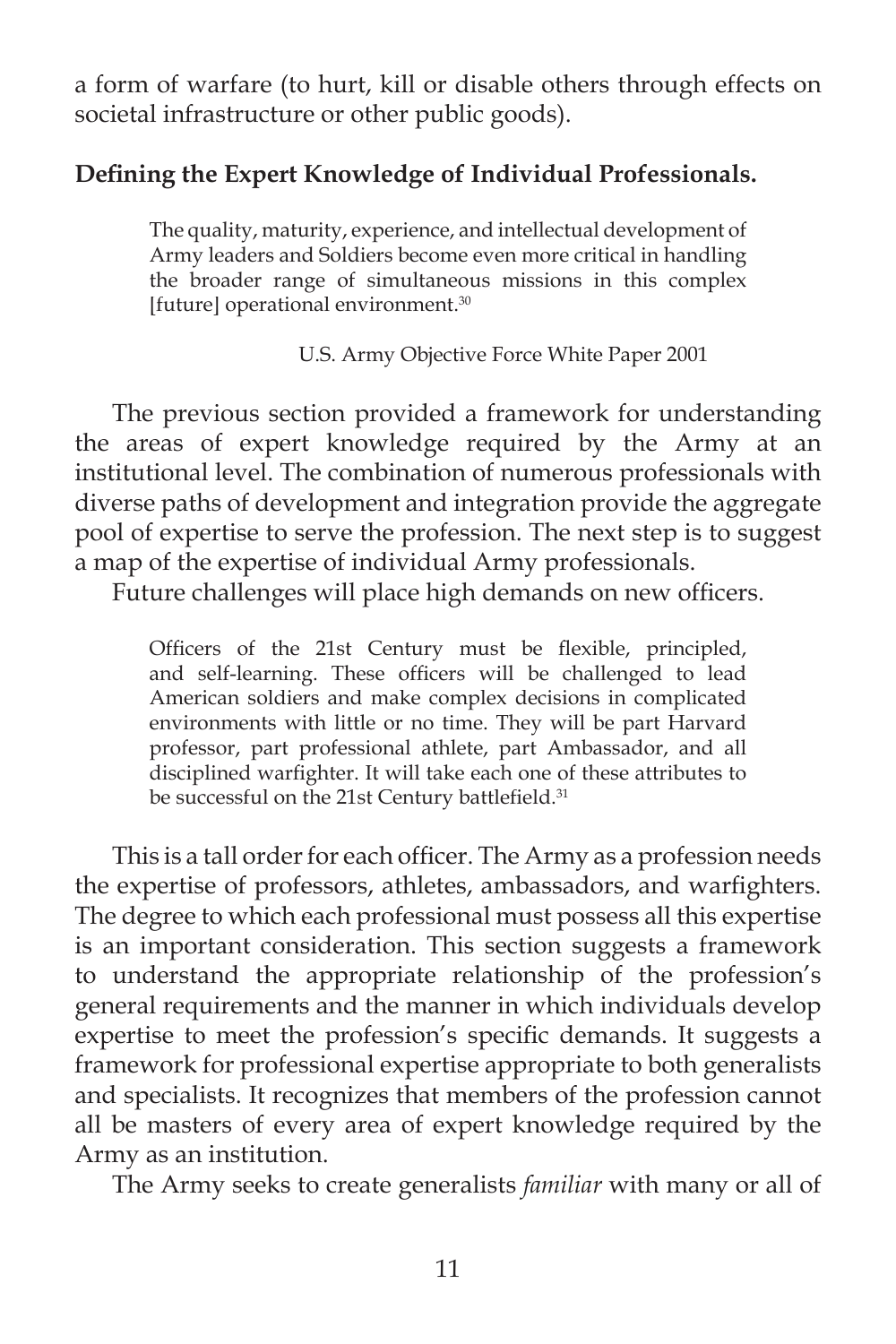a form of warfare (to hurt, kill or disable others through effects on societal infrastructure or other public goods).

**Defining the Expert Knowledge of Individual Professionals.**

> The quality, maturity, experience, and intellectual development of Army leaders and Soldiers become even more critical in handling the broader range of simultaneous missions in this complex [future] operational environment.[30]
>
> U.S. Army Objective Force White Paper 2001

The previous section provided a framework for understanding the areas of expert knowledge required by the Army at an institutional level. The combination of numerous professionals with diverse paths of development and integration provide the aggregate pool of expertise to serve the profession. The next step is to suggest a map of the expertise of individual Army professionals.

Future challenges will place high demands on new officers.

> Officers of the 21st Century must be flexible, principled, and self-learning. These officers will be challenged to lead American soldiers and make complex decisions in complicated environments with little or no time. They will be part Harvard professor, part professional athlete, part Ambassador, and all disciplined warfighter. It will take each one of these attributes to be successful on the 21st Century battlefield.[31]

This is a tall order for each officer. The Army as a profession needs the expertise of professors, athletes, ambassadors, and warfighters. The degree to which each professional must possess all this expertise is an important consideration. This section suggests a framework to understand the appropriate relationship of the profession's general requirements and the manner in which individuals develop expertise to meet the profession's specific demands. It suggests a framework for professional expertise appropriate to both generalists and specialists. It recognizes that members of the profession cannot all be masters of every area of expert knowledge required by the Army as an institution.

The Army seeks to create generalists *familiar* with many or all of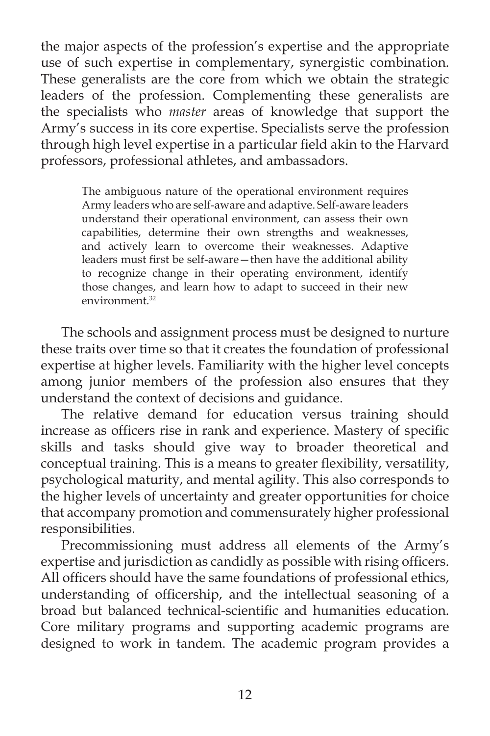the major aspects of the profession's expertise and the appropriate use of such expertise in complementary, synergistic combination. These generalists are the core from which we obtain the strategic leaders of the profession. Complementing these generalists are the specialists who *master* areas of knowledge that support the Army's success in its core expertise. Specialists serve the profession through high level expertise in a particular field akin to the Harvard professors, professional athletes, and ambassadors.

> The ambiguous nature of the operational environment requires Army leaders who are self-aware and adaptive. Self-aware leaders understand their operational environment, can assess their own capabilities, determine their own strengths and weaknesses, and actively learn to overcome their weaknesses. Adaptive leaders must first be self-aware—then have the additional ability to recognize change in their operating environment, identify those changes, and learn how to adapt to succeed in their new environment.[32]

The schools and assignment process must be designed to nurture these traits over time so that it creates the foundation of professional expertise at higher levels. Familiarity with the higher level concepts among junior members of the profession also ensures that they understand the context of decisions and guidance.

The relative demand for education versus training should increase as officers rise in rank and experience. Mastery of specific skills and tasks should give way to broader theoretical and conceptual training. This is a means to greater flexibility, versatility, psychological maturity, and mental agility. This also corresponds to the higher levels of uncertainty and greater opportunities for choice that accompany promotion and commensurately higher professional responsibilities.

Precommissioning must address all elements of the Army's expertise and jurisdiction as candidly as possible with rising officers. All officers should have the same foundations of professional ethics, understanding of officership, and the intellectual seasoning of a broad but balanced technical-scientific and humanities education. Core military programs and supporting academic programs are designed to work in tandem. The academic program provides a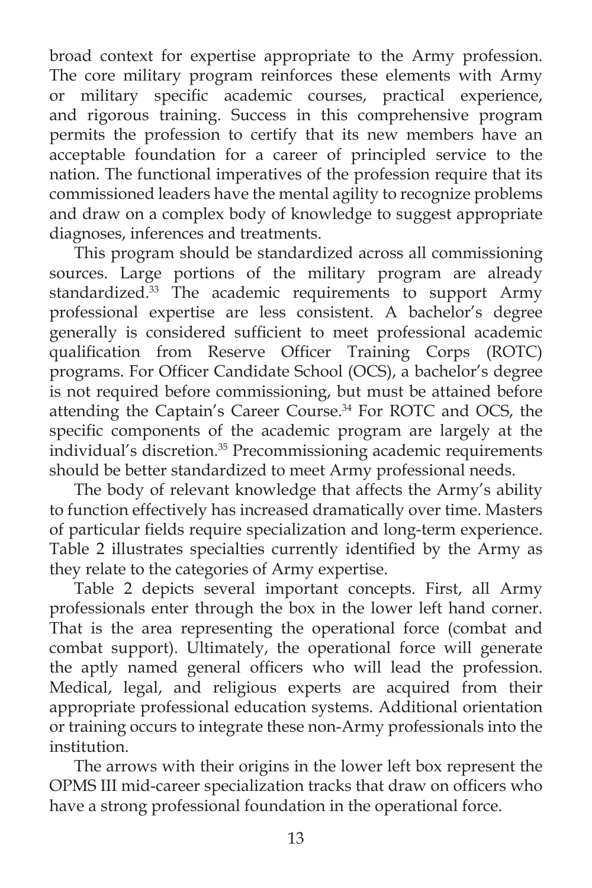broad context for expertise appropriate to the Army profession. The core military program reinforces these elements with Army or military specific academic courses, practical experience, and rigorous training. Success in this comprehensive program permits the profession to certify that its new members have an acceptable foundation for a career of principled service to the nation. The functional imperatives of the profession require that its commissioned leaders have the mental agility to recognize problems and draw on a complex body of knowledge to suggest appropriate diagnoses, inferences and treatments.

This program should be standardized across all commissioning sources. Large portions of the military program are already standardized.[33] The academic requirements to support Army professional expertise are less consistent. A bachelor's degree generally is considered sufficient to meet professional academic qualification from Reserve Officer Training Corps (ROTC) programs. For Officer Candidate School (OCS), a bachelor's degree is not required before commissioning, but must be attained before attending the Captain's Career Course.[34] For ROTC and OCS, the specific components of the academic program are largely at the individual's discretion.[35] Precommissioning academic requirements should be better standardized to meet Army professional needs.

The body of relevant knowledge that affects the Army's ability to function effectively has increased dramatically over time. Masters of particular fields require specialization and long-term experience. Table 2 illustrates specialties currently identified by the Army as they relate to the categories of Army expertise.

Table 2 depicts several important concepts. First, all Army professionals enter through the box in the lower left hand corner. That is the area representing the operational force (combat and combat support). Ultimately, the operational force will generate the aptly named general officers who will lead the profession. Medical, legal, and religious experts are acquired from their appropriate professional education systems. Additional orientation or training occurs to integrate these non-Army professionals into the institution.

The arrows with their origins in the lower left box represent the OPMS III mid-career specialization tracks that draw on officers who have a strong professional foundation in the operational force.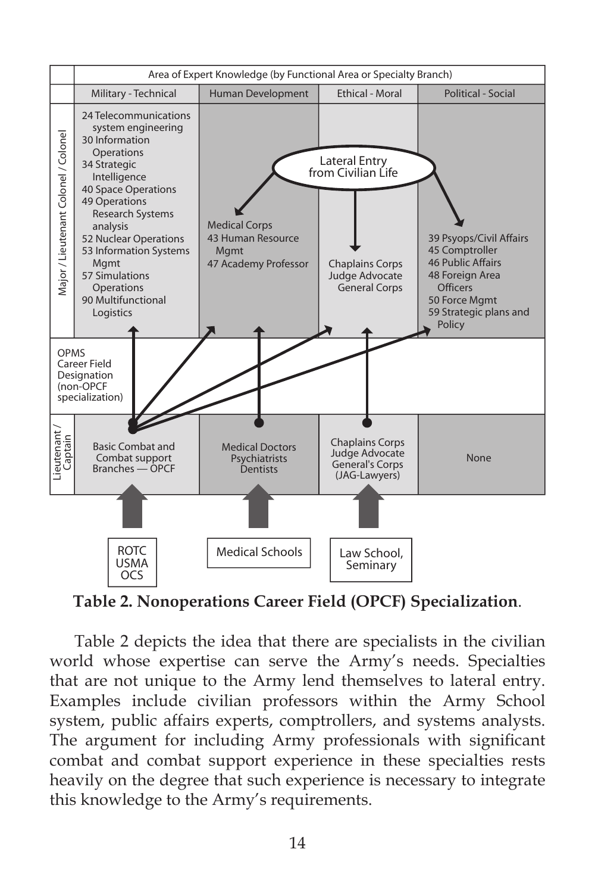| | Area of Expert Knowledge (by Functional Area or Specialty Branch) | | | |
|---|---|---|---|---|
| | Military - Technical | Human Development | Ethical - Moral | Political - Social |
| Major / Lieutenant Colonel / Colonel | 24 Telecommunications system engineering<br>30 Information Operations<br>34 Strategic Intelligence<br>40 Space Operations<br>49 Operations Research Systems analysis<br>52 Nuclear Operations<br>53 Information Systems Mgmt<br>57 Simulations Operations<br>90 Multifunctional Logistics | Medical Corps<br>43 Human Resource Mgmt<br>47 Academy Professor | Chaplains Corps<br>Judge Advocate General Corps | 39 Psyops/Civil Affairs<br>45 Comptroller<br>46 Public Affairs<br>48 Foreign Area Officers<br>50 Force Mgmt<br>59 Strategic plans and Policy |
| OPMS Career Field Designation (non-OPCF specialization) | | | | |
| Lieutenant / Captain | Basic Combat and Combat support Branches — OPCF | Medical Doctors<br>Psychiatrists<br>Dentists | Chaplains Corps<br>Judge Advocate General's Corps (JAG-Lawyers) | None |
| Sources | ROTC<br>USMA<br>OCS | Medical Schools | Law School, Seminary | |

Lateral Entry from Civilian Life → Human Development, Ethical - Moral, Political - Social (Major / Lieutenant Colonel / Colonel)

**Table 2. Nonoperations Career Field (OPCF) Specialization**.

Table 2 depicts the idea that there are specialists in the civilian world whose expertise can serve the Army's needs. Specialties that are not unique to the Army lend themselves to lateral entry. Examples include civilian professors within the Army School system, public affairs experts, comptrollers, and systems analysts. The argument for including Army professionals with significant combat and combat support experience in these specialties rests heavily on the degree that such experience is necessary to integrate this knowledge to the Army's requirements.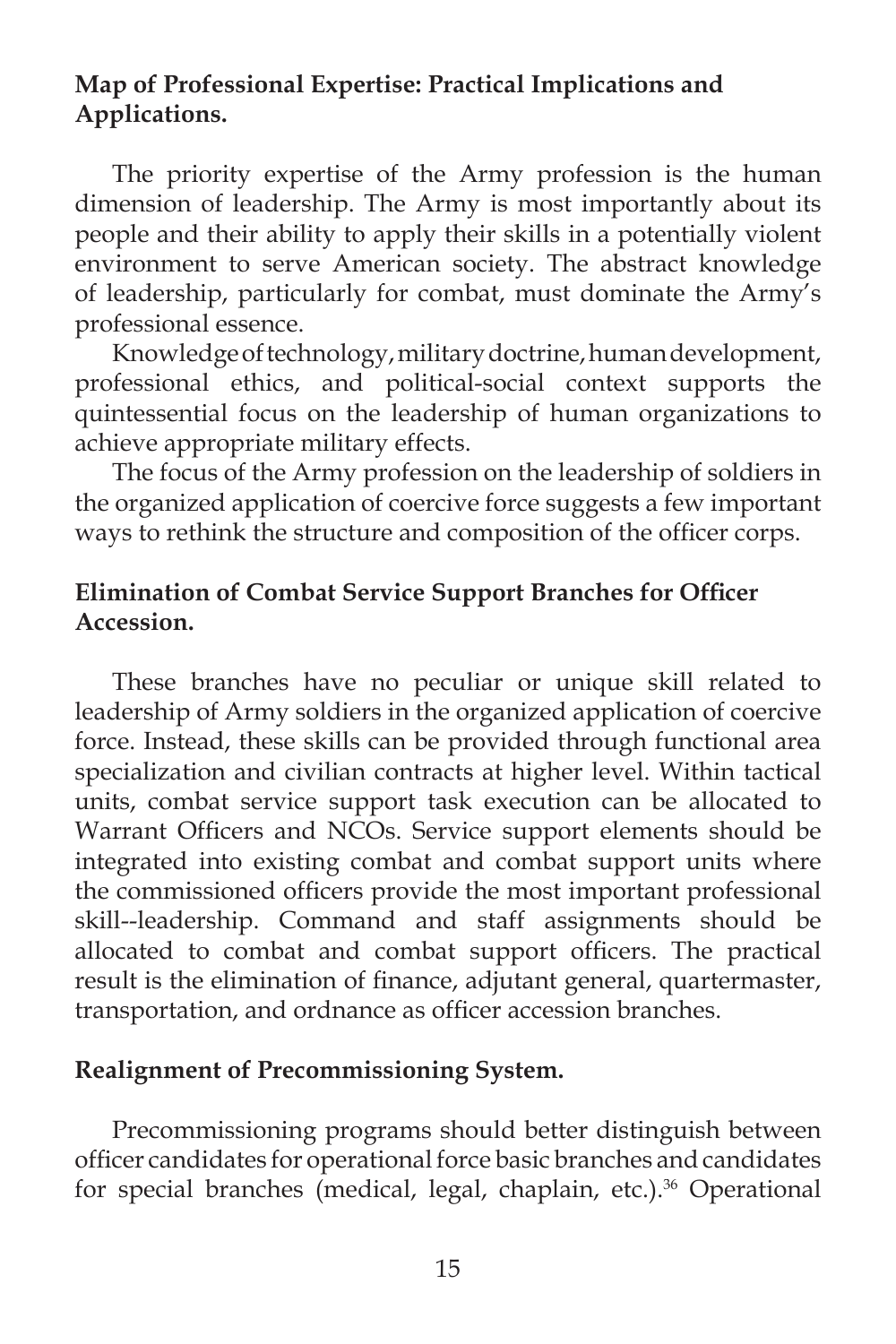**Map of Professional Expertise: Practical Implications and Applications.**

The priority expertise of the Army profession is the human dimension of leadership. The Army is most importantly about its people and their ability to apply their skills in a potentially violent environment to serve American society. The abstract knowledge of leadership, particularly for combat, must dominate the Army's professional essence.

Knowledge of technology, military doctrine, human development, professional ethics, and political-social context supports the quintessential focus on the leadership of human organizations to achieve appropriate military effects.

The focus of the Army profession on the leadership of soldiers in the organized application of coercive force suggests a few important ways to rethink the structure and composition of the officer corps.

**Elimination of Combat Service Support Branches for Officer Accession.**

These branches have no peculiar or unique skill related to leadership of Army soldiers in the organized application of coercive force. Instead, these skills can be provided through functional area specialization and civilian contracts at higher level. Within tactical units, combat service support task execution can be allocated to Warrant Officers and NCOs. Service support elements should be integrated into existing combat and combat support units where the commissioned officers provide the most important professional skill--leadership. Command and staff assignments should be allocated to combat and combat support officers. The practical result is the elimination of finance, adjutant general, quartermaster, transportation, and ordnance as officer accession branches.

**Realignment of Precommissioning System.**

Precommissioning programs should better distinguish between officer candidates for operational force basic branches and candidates for special branches (medical, legal, chaplain, etc.).[36] Operational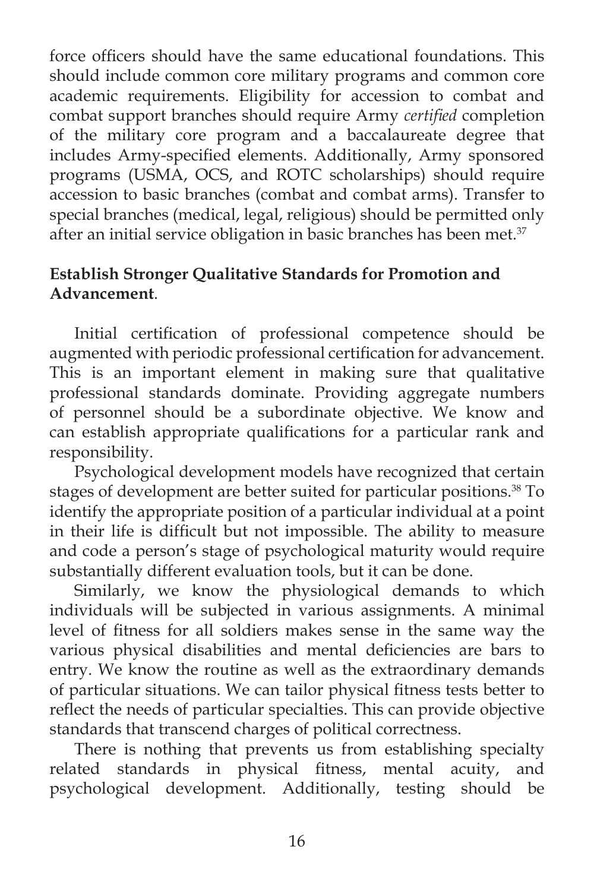force officers should have the same educational foundations. This should include common core military programs and common core academic requirements. Eligibility for accession to combat and combat support branches should require Army *certified* completion of the military core program and a baccalaureate degree that includes Army-specified elements. Additionally, Army sponsored programs (USMA, OCS, and ROTC scholarships) should require accession to basic branches (combat and combat arms). Transfer to special branches (medical, legal, religious) should be permitted only after an initial service obligation in basic branches has been met.[37]

**Establish Stronger Qualitative Standards for Promotion and Advancement**.

Initial certification of professional competence should be augmented with periodic professional certification for advancement. This is an important element in making sure that qualitative professional standards dominate. Providing aggregate numbers of personnel should be a subordinate objective. We know and can establish appropriate qualifications for a particular rank and responsibility.

Psychological development models have recognized that certain stages of development are better suited for particular positions.[38] To identify the appropriate position of a particular individual at a point in their life is difficult but not impossible. The ability to measure and code a person's stage of psychological maturity would require substantially different evaluation tools, but it can be done.

Similarly, we know the physiological demands to which individuals will be subjected in various assignments. A minimal level of fitness for all soldiers makes sense in the same way the various physical disabilities and mental deficiencies are bars to entry. We know the routine as well as the extraordinary demands of particular situations. We can tailor physical fitness tests better to reflect the needs of particular specialties. This can provide objective standards that transcend charges of political correctness.

There is nothing that prevents us from establishing specialty related standards in physical fitness, mental acuity, and psychological development. Additionally, testing should be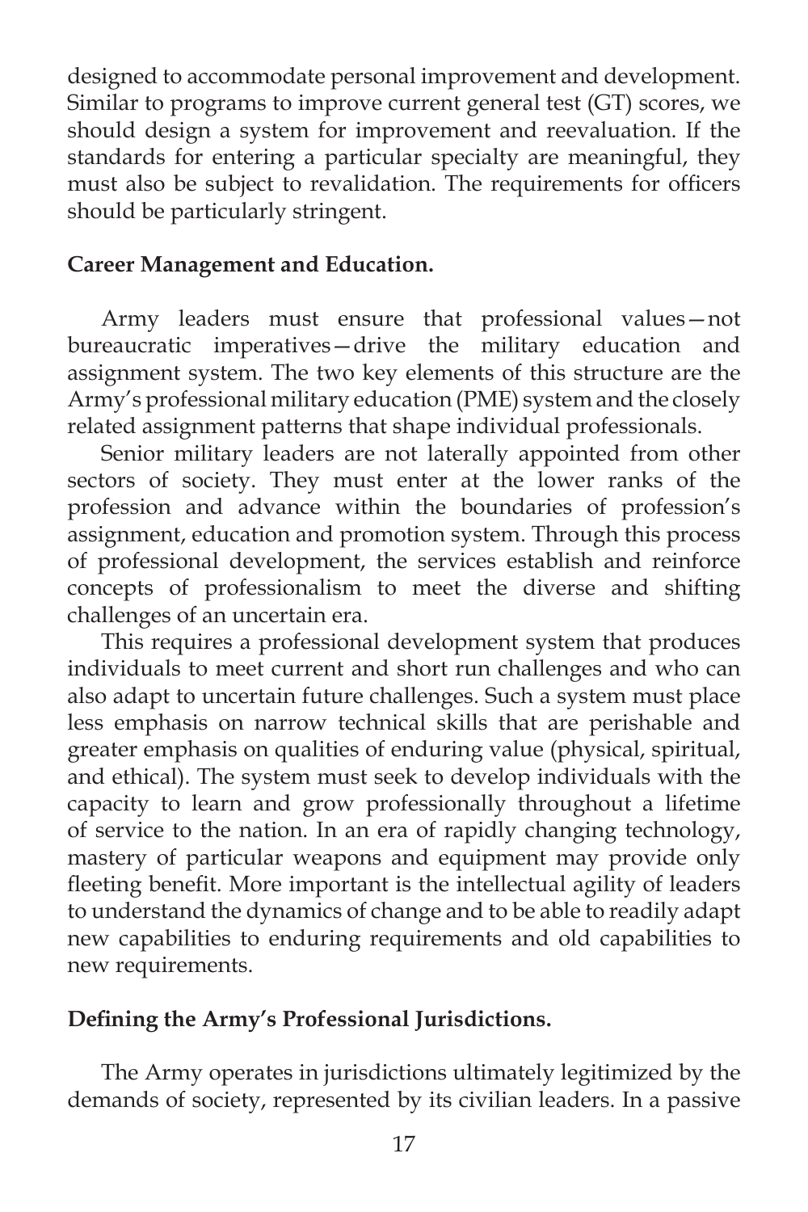designed to accommodate personal improvement and development. Similar to programs to improve current general test (GT) scores, we should design a system for improvement and reevaluation. If the standards for entering a particular specialty are meaningful, they must also be subject to revalidation. The requirements for officers should be particularly stringent.

**Career Management and Education.**

Army leaders must ensure that professional values—not bureaucratic imperatives—drive the military education and assignment system. The two key elements of this structure are the Army's professional military education (PME) system and the closely related assignment patterns that shape individual professionals.

Senior military leaders are not laterally appointed from other sectors of society. They must enter at the lower ranks of the profession and advance within the boundaries of profession's assignment, education and promotion system. Through this process of professional development, the services establish and reinforce concepts of professionalism to meet the diverse and shifting challenges of an uncertain era.

This requires a professional development system that produces individuals to meet current and short run challenges and who can also adapt to uncertain future challenges. Such a system must place less emphasis on narrow technical skills that are perishable and greater emphasis on qualities of enduring value (physical, spiritual, and ethical). The system must seek to develop individuals with the capacity to learn and grow professionally throughout a lifetime of service to the nation. In an era of rapidly changing technology, mastery of particular weapons and equipment may provide only fleeting benefit. More important is the intellectual agility of leaders to understand the dynamics of change and to be able to readily adapt new capabilities to enduring requirements and old capabilities to new requirements.

**Defining the Army's Professional Jurisdictions.**

The Army operates in jurisdictions ultimately legitimized by the demands of society, represented by its civilian leaders. In a passive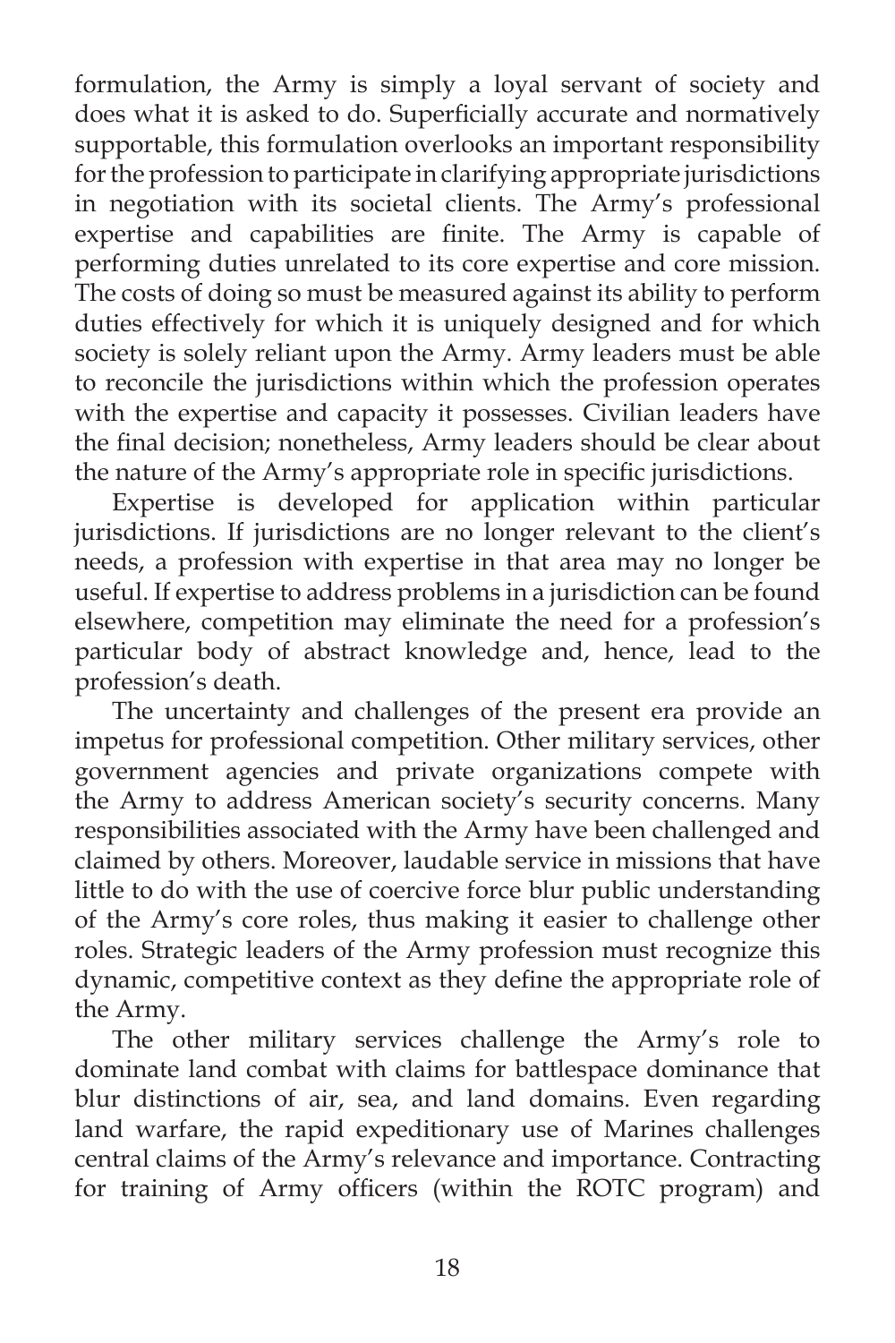formulation, the Army is simply a loyal servant of society and does what it is asked to do. Superficially accurate and normatively supportable, this formulation overlooks an important responsibility for the profession to participate in clarifying appropriate jurisdictions in negotiation with its societal clients. The Army's professional expertise and capabilities are finite. The Army is capable of performing duties unrelated to its core expertise and core mission. The costs of doing so must be measured against its ability to perform duties effectively for which it is uniquely designed and for which society is solely reliant upon the Army. Army leaders must be able to reconcile the jurisdictions within which the profession operates with the expertise and capacity it possesses. Civilian leaders have the final decision; nonetheless, Army leaders should be clear about the nature of the Army's appropriate role in specific jurisdictions.

Expertise is developed for application within particular jurisdictions. If jurisdictions are no longer relevant to the client's needs, a profession with expertise in that area may no longer be useful. If expertise to address problems in a jurisdiction can be found elsewhere, competition may eliminate the need for a profession's particular body of abstract knowledge and, hence, lead to the profession's death.

The uncertainty and challenges of the present era provide an impetus for professional competition. Other military services, other government agencies and private organizations compete with the Army to address American society's security concerns. Many responsibilities associated with the Army have been challenged and claimed by others. Moreover, laudable service in missions that have little to do with the use of coercive force blur public understanding of the Army's core roles, thus making it easier to challenge other roles. Strategic leaders of the Army profession must recognize this dynamic, competitive context as they define the appropriate role of the Army.

The other military services challenge the Army's role to dominate land combat with claims for battlespace dominance that blur distinctions of air, sea, and land domains. Even regarding land warfare, the rapid expeditionary use of Marines challenges central claims of the Army's relevance and importance. Contracting for training of Army officers (within the ROTC program) and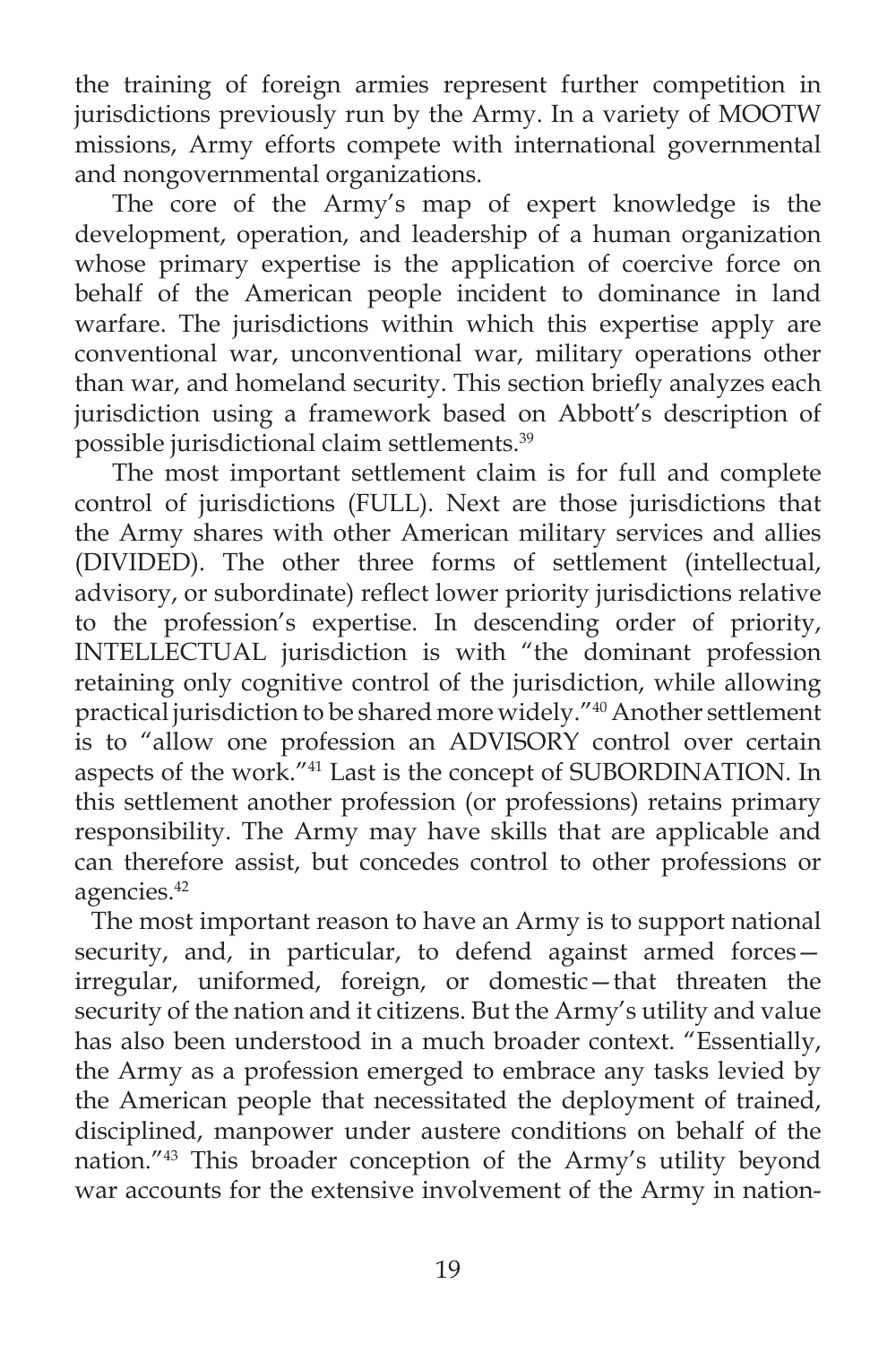the training of foreign armies represent further competition in jurisdictions previously run by the Army. In a variety of MOOTW missions, Army efforts compete with international governmental and nongovernmental organizations.

The core of the Army's map of expert knowledge is the development, operation, and leadership of a human organization whose primary expertise is the application of coercive force on behalf of the American people incident to dominance in land warfare. The jurisdictions within which this expertise apply are conventional war, unconventional war, military operations other than war, and homeland security. This section briefly analyzes each jurisdiction using a framework based on Abbott's description of possible jurisdictional claim settlements.[39]

The most important settlement claim is for full and complete control of jurisdictions (FULL). Next are those jurisdictions that the Army shares with other American military services and allies (DIVIDED). The other three forms of settlement (intellectual, advisory, or subordinate) reflect lower priority jurisdictions relative to the profession's expertise. In descending order of priority, INTELLECTUAL jurisdiction is with "the dominant profession retaining only cognitive control of the jurisdiction, while allowing practical jurisdiction to be shared more widely."[40] Another settlement is to "allow one profession an ADVISORY control over certain aspects of the work."[41] Last is the concept of SUBORDINATION. In this settlement another profession (or professions) retains primary responsibility. The Army may have skills that are applicable and can therefore assist, but concedes control to other professions or agencies.[42]

The most important reason to have an Army is to support national security, and, in particular, to defend against armed forces—irregular, uniformed, foreign, or domestic—that threaten the security of the nation and it citizens. But the Army's utility and value has also been understood in a much broader context. "Essentially, the Army as a profession emerged to embrace any tasks levied by the American people that necessitated the deployment of trained, disciplined, manpower under austere conditions on behalf of the nation."[43] This broader conception of the Army's utility beyond war accounts for the extensive involvement of the Army in nation-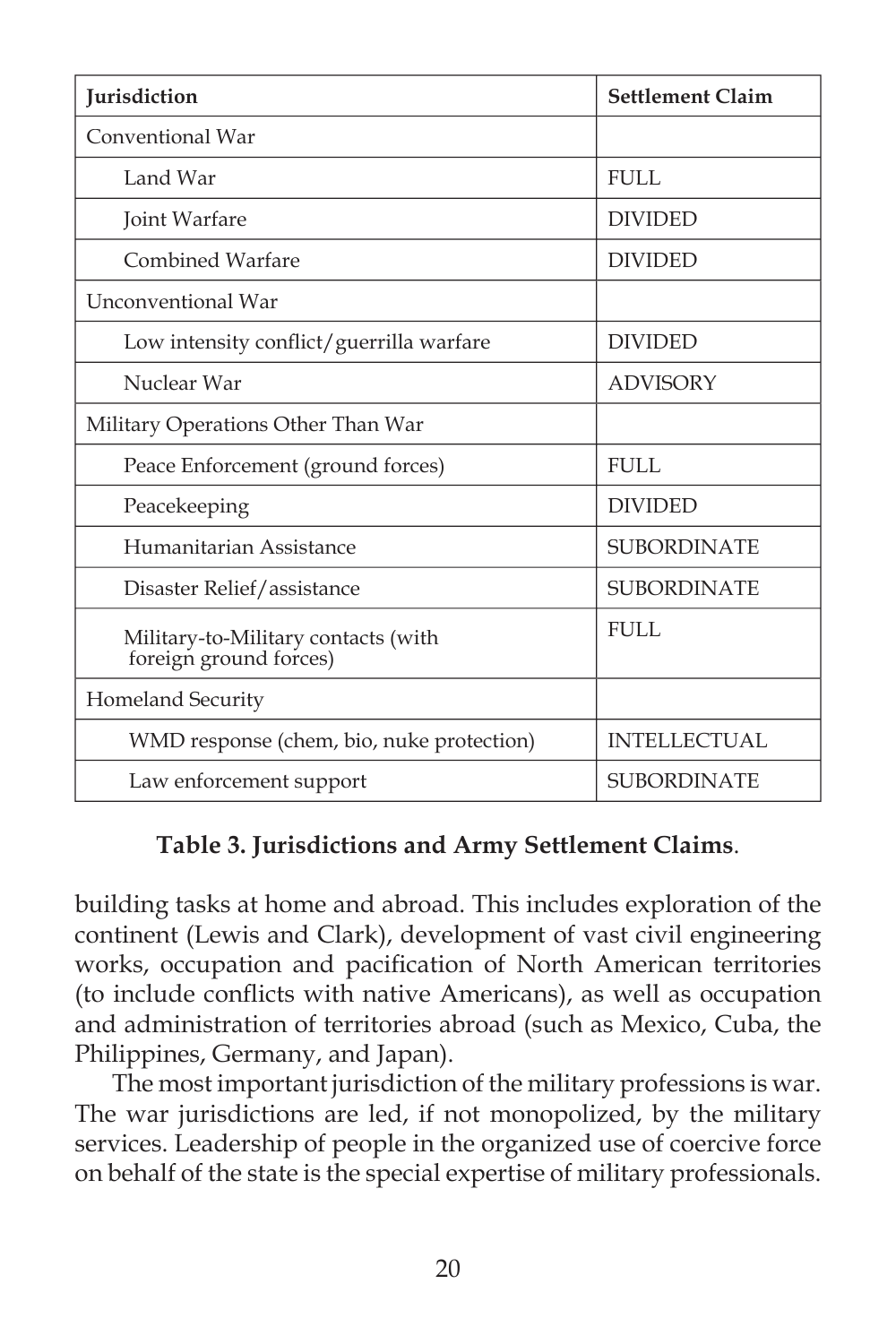| Jurisdiction | Settlement Claim |
|---|---|
| Conventional War | |
| Land War | FULL |
| Joint Warfare | DIVIDED |
| Combined Warfare | DIVIDED |
| Unconventional War | |
| Low intensity conflict/guerrilla warfare | DIVIDED |
| Nuclear War | ADVISORY |
| Military Operations Other Than War | |
| Peace Enforcement (ground forces) | FULL |
| Peacekeeping | DIVIDED |
| Humanitarian Assistance | SUBORDINATE |
| Disaster Relief/assistance | SUBORDINATE |
| Military-to-Military contacts (with foreign ground forces) | FULL |
| Homeland Security | |
| WMD response (chem, bio, nuke protection) | INTELLECTUAL |
| Law enforcement support | SUBORDINATE |

**Table 3. Jurisdictions and Army Settlement Claims**.

building tasks at home and abroad. This includes exploration of the continent (Lewis and Clark), development of vast civil engineering works, occupation and pacification of North American territories (to include conflicts with native Americans), as well as occupation and administration of territories abroad (such as Mexico, Cuba, the Philippines, Germany, and Japan).

The most important jurisdiction of the military professions is war. The war jurisdictions are led, if not monopolized, by the military services. Leadership of people in the organized use of coercive force on behalf of the state is the special expertise of military professionals.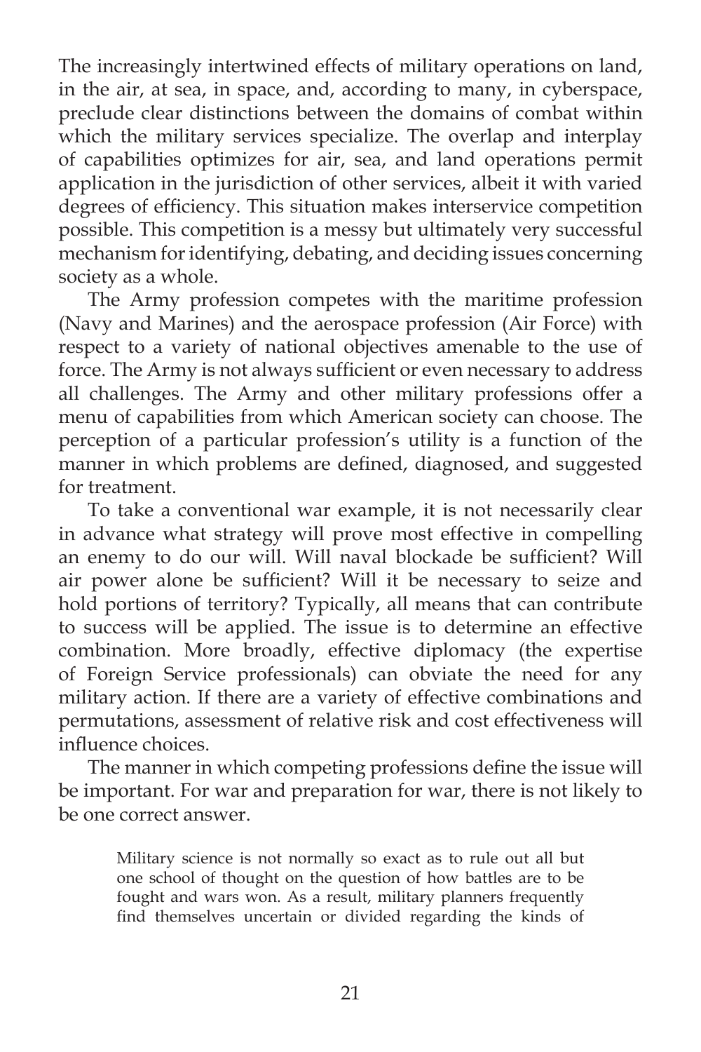The increasingly intertwined effects of military operations on land, in the air, at sea, in space, and, according to many, in cyberspace, preclude clear distinctions between the domains of combat within which the military services specialize. The overlap and interplay of capabilities optimizes for air, sea, and land operations permit application in the jurisdiction of other services, albeit it with varied degrees of efficiency. This situation makes interservice competition possible. This competition is a messy but ultimately very successful mechanism for identifying, debating, and deciding issues concerning society as a whole.

The Army profession competes with the maritime profession (Navy and Marines) and the aerospace profession (Air Force) with respect to a variety of national objectives amenable to the use of force. The Army is not always sufficient or even necessary to address all challenges. The Army and other military professions offer a menu of capabilities from which American society can choose. The perception of a particular profession's utility is a function of the manner in which problems are defined, diagnosed, and suggested for treatment.

To take a conventional war example, it is not necessarily clear in advance what strategy will prove most effective in compelling an enemy to do our will. Will naval blockade be sufficient? Will air power alone be sufficient? Will it be necessary to seize and hold portions of territory? Typically, all means that can contribute to success will be applied. The issue is to determine an effective combination. More broadly, effective diplomacy (the expertise of Foreign Service professionals) can obviate the need for any military action. If there are a variety of effective combinations and permutations, assessment of relative risk and cost effectiveness will influence choices.

The manner in which competing professions define the issue will be important. For war and preparation for war, there is not likely to be one correct answer.

> Military science is not normally so exact as to rule out all but one school of thought on the question of how battles are to be fought and wars won. As a result, military planners frequently find themselves uncertain or divided regarding the kinds of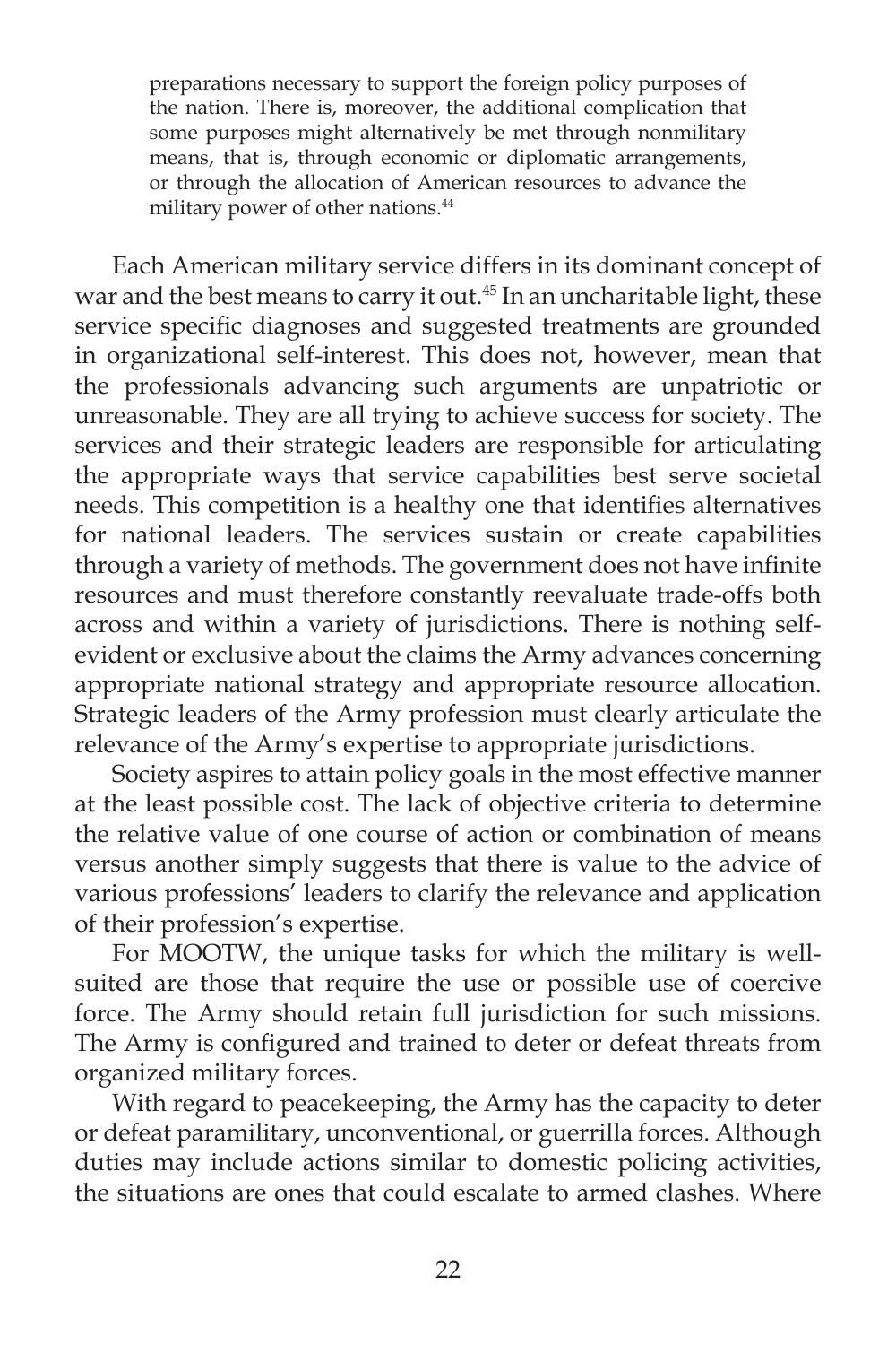> preparations necessary to support the foreign policy purposes of the nation. There is, moreover, the additional complication that some purposes might alternatively be met through nonmilitary means, that is, through economic or diplomatic arrangements, or through the allocation of American resources to advance the military power of other nations.[44]

Each American military service differs in its dominant concept of war and the best means to carry it out.[45] In an uncharitable light, these service specific diagnoses and suggested treatments are grounded in organizational self-interest. This does not, however, mean that the professionals advancing such arguments are unpatriotic or unreasonable. They are all trying to achieve success for society. The services and their strategic leaders are responsible for articulating the appropriate ways that service capabilities best serve societal needs. This competition is a healthy one that identifies alternatives for national leaders. The services sustain or create capabilities through a variety of methods. The government does not have infinite resources and must therefore constantly reevaluate trade-offs both across and within a variety of jurisdictions. There is nothing self-evident or exclusive about the claims the Army advances concerning appropriate national strategy and appropriate resource allocation. Strategic leaders of the Army profession must clearly articulate the relevance of the Army's expertise to appropriate jurisdictions.

Society aspires to attain policy goals in the most effective manner at the least possible cost. The lack of objective criteria to determine the relative value of one course of action or combination of means versus another simply suggests that there is value to the advice of various professions' leaders to clarify the relevance and application of their profession's expertise.

For MOOTW, the unique tasks for which the military is well-suited are those that require the use or possible use of coercive force. The Army should retain full jurisdiction for such missions. The Army is configured and trained to deter or defeat threats from organized military forces.

With regard to peacekeeping, the Army has the capacity to deter or defeat paramilitary, unconventional, or guerrilla forces. Although duties may include actions similar to domestic policing activities, the situations are ones that could escalate to armed clashes. Where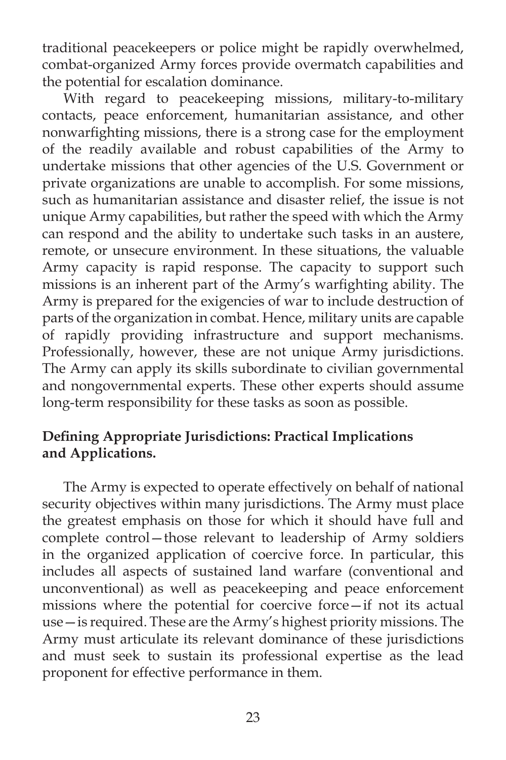traditional peacekeepers or police might be rapidly overwhelmed, combat-organized Army forces provide overmatch capabilities and the potential for escalation dominance.

With regard to peacekeeping missions, military-to-military contacts, peace enforcement, humanitarian assistance, and other nonwarfighting missions, there is a strong case for the employment of the readily available and robust capabilities of the Army to undertake missions that other agencies of the U.S. Government or private organizations are unable to accomplish. For some missions, such as humanitarian assistance and disaster relief, the issue is not unique Army capabilities, but rather the speed with which the Army can respond and the ability to undertake such tasks in an austere, remote, or unsecure environment. In these situations, the valuable Army capacity is rapid response. The capacity to support such missions is an inherent part of the Army's warfighting ability. The Army is prepared for the exigencies of war to include destruction of parts of the organization in combat. Hence, military units are capable of rapidly providing infrastructure and support mechanisms. Professionally, however, these are not unique Army jurisdictions. The Army can apply its skills subordinate to civilian governmental and nongovernmental experts. These other experts should assume long-term responsibility for these tasks as soon as possible.

**Defining Appropriate Jurisdictions: Practical Implications and Applications.**

The Army is expected to operate effectively on behalf of national security objectives within many jurisdictions. The Army must place the greatest emphasis on those for which it should have full and complete control—those relevant to leadership of Army soldiers in the organized application of coercive force. In particular, this includes all aspects of sustained land warfare (conventional and unconventional) as well as peacekeeping and peace enforcement missions where the potential for coercive force—if not its actual use—is required. These are the Army's highest priority missions. The Army must articulate its relevant dominance of these jurisdictions and must seek to sustain its professional expertise as the lead proponent for effective performance in them.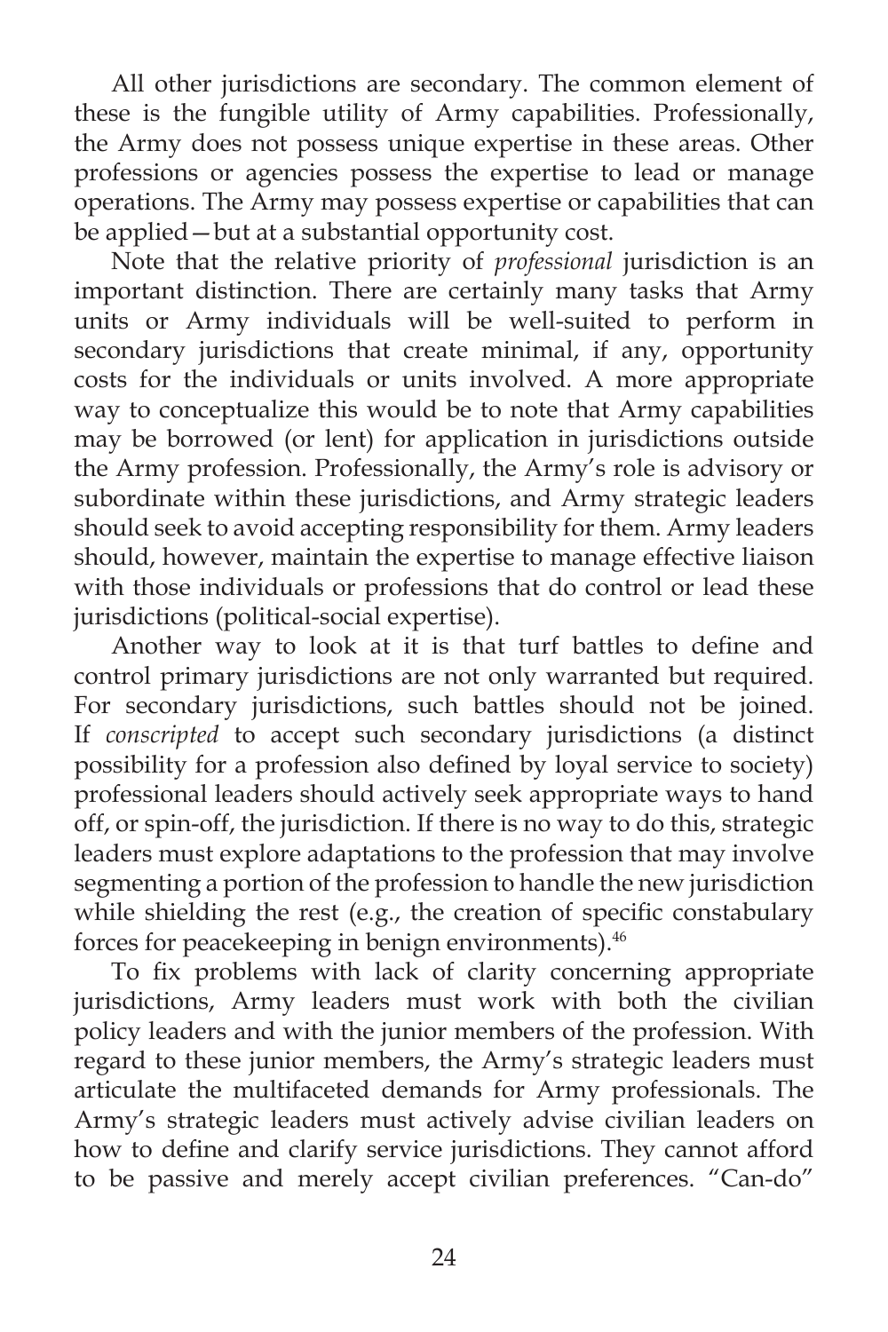All other jurisdictions are secondary. The common element of these is the fungible utility of Army capabilities. Professionally, the Army does not possess unique expertise in these areas. Other professions or agencies possess the expertise to lead or manage operations. The Army may possess expertise or capabilities that can be applied—but at a substantial opportunity cost.

Note that the relative priority of *professional* jurisdiction is an important distinction. There are certainly many tasks that Army units or Army individuals will be well-suited to perform in secondary jurisdictions that create minimal, if any, opportunity costs for the individuals or units involved. A more appropriate way to conceptualize this would be to note that Army capabilities may be borrowed (or lent) for application in jurisdictions outside the Army profession. Professionally, the Army's role is advisory or subordinate within these jurisdictions, and Army strategic leaders should seek to avoid accepting responsibility for them. Army leaders should, however, maintain the expertise to manage effective liaison with those individuals or professions that do control or lead these jurisdictions (political-social expertise).

Another way to look at it is that turf battles to define and control primary jurisdictions are not only warranted but required. For secondary jurisdictions, such battles should not be joined. If *conscripted* to accept such secondary jurisdictions (a distinct possibility for a profession also defined by loyal service to society) professional leaders should actively seek appropriate ways to hand off, or spin-off, the jurisdiction. If there is no way to do this, strategic leaders must explore adaptations to the profession that may involve segmenting a portion of the profession to handle the new jurisdiction while shielding the rest (e.g., the creation of specific constabulary forces for peacekeeping in benign environments).[46]

To fix problems with lack of clarity concerning appropriate jurisdictions, Army leaders must work with both the civilian policy leaders and with the junior members of the profession. With regard to these junior members, the Army's strategic leaders must articulate the multifaceted demands for Army professionals. The Army's strategic leaders must actively advise civilian leaders on how to define and clarify service jurisdictions. They cannot afford to be passive and merely accept civilian preferences. "Can-do"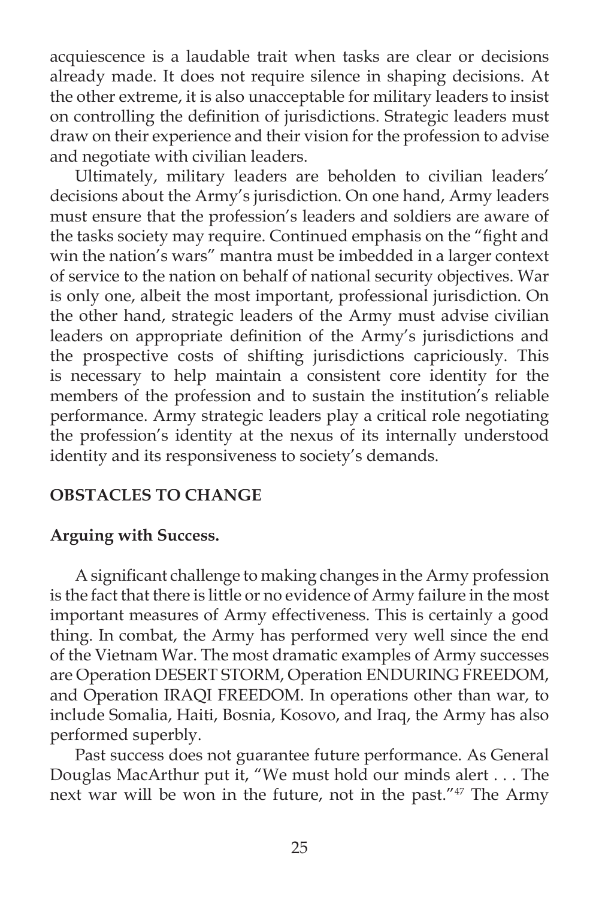acquiescence is a laudable trait when tasks are clear or decisions already made. It does not require silence in shaping decisions. At the other extreme, it is also unacceptable for military leaders to insist on controlling the definition of jurisdictions. Strategic leaders must draw on their experience and their vision for the profession to advise and negotiate with civilian leaders.

Ultimately, military leaders are beholden to civilian leaders' decisions about the Army's jurisdiction. On one hand, Army leaders must ensure that the profession's leaders and soldiers are aware of the tasks society may require. Continued emphasis on the "fight and win the nation's wars" mantra must be imbedded in a larger context of service to the nation on behalf of national security objectives. War is only one, albeit the most important, professional jurisdiction. On the other hand, strategic leaders of the Army must advise civilian leaders on appropriate definition of the Army's jurisdictions and the prospective costs of shifting jurisdictions capriciously. This is necessary to help maintain a consistent core identity for the members of the profession and to sustain the institution's reliable performance. Army strategic leaders play a critical role negotiating the profession's identity at the nexus of its internally understood identity and its responsiveness to society's demands.

## OBSTACLES TO CHANGE

### Arguing with Success.

A significant challenge to making changes in the Army profession is the fact that there is little or no evidence of Army failure in the most important measures of Army effectiveness. This is certainly a good thing. In combat, the Army has performed very well since the end of the Vietnam War. The most dramatic examples of Army successes are Operation DESERT STORM, Operation ENDURING FREEDOM, and Operation IRAQI FREEDOM. In operations other than war, to include Somalia, Haiti, Bosnia, Kosovo, and Iraq, the Army has also performed superbly.

Past success does not guarantee future performance. As General Douglas MacArthur put it, "We must hold our minds alert . . . The next war will be won in the future, not in the past."[47] The Army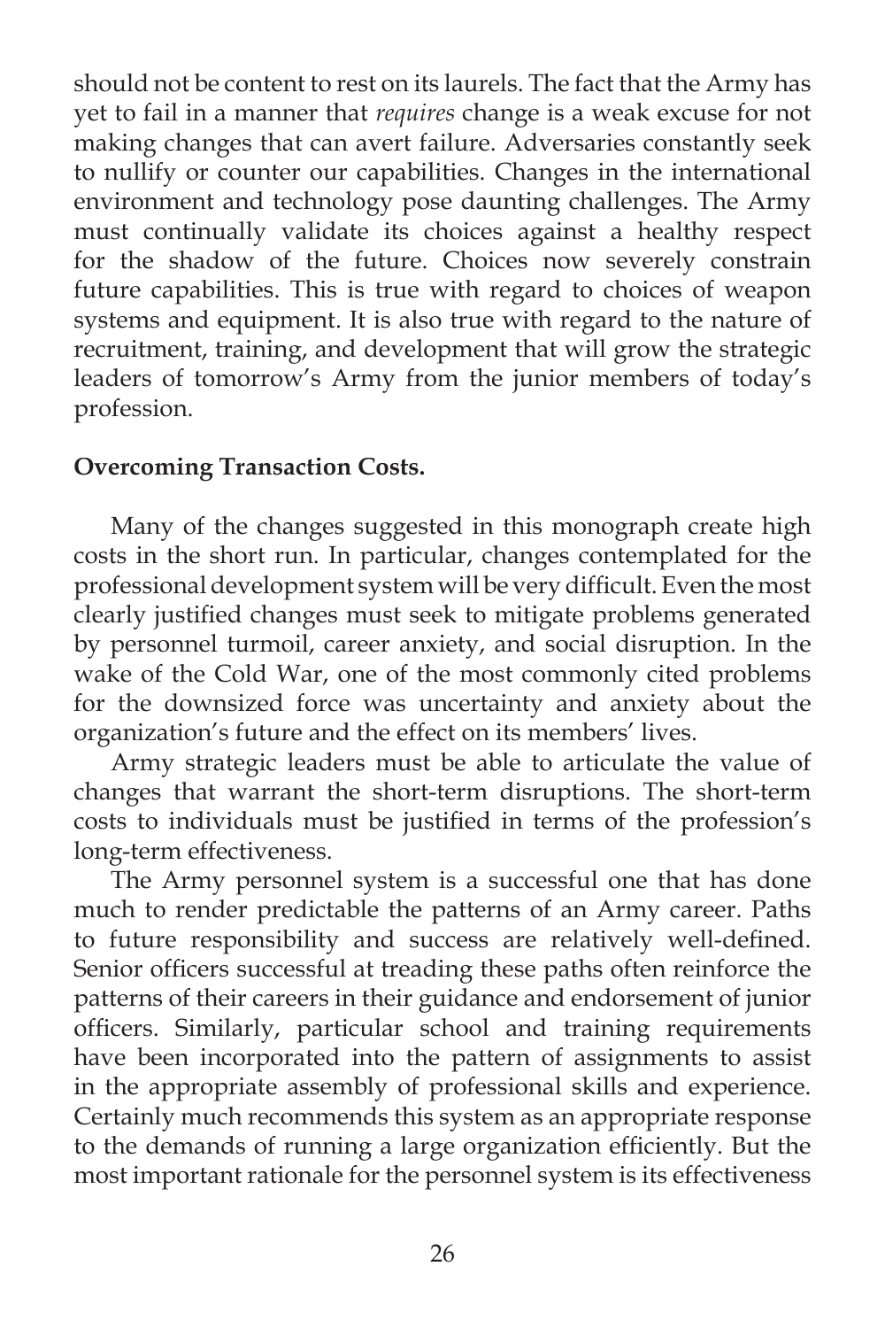should not be content to rest on its laurels. The fact that the Army has yet to fail in a manner that *requires* change is a weak excuse for not making changes that can avert failure. Adversaries constantly seek to nullify or counter our capabilities. Changes in the international environment and technology pose daunting challenges. The Army must continually validate its choices against a healthy respect for the shadow of the future. Choices now severely constrain future capabilities. This is true with regard to choices of weapon systems and equipment. It is also true with regard to the nature of recruitment, training, and development that will grow the strategic leaders of tomorrow's Army from the junior members of today's profession.

**Overcoming Transaction Costs.**

Many of the changes suggested in this monograph create high costs in the short run. In particular, changes contemplated for the professional development system will be very difficult. Even the most clearly justified changes must seek to mitigate problems generated by personnel turmoil, career anxiety, and social disruption. In the wake of the Cold War, one of the most commonly cited problems for the downsized force was uncertainty and anxiety about the organization's future and the effect on its members' lives.

Army strategic leaders must be able to articulate the value of changes that warrant the short-term disruptions. The short-term costs to individuals must be justified in terms of the profession's long-term effectiveness.

The Army personnel system is a successful one that has done much to render predictable the patterns of an Army career. Paths to future responsibility and success are relatively well-defined. Senior officers successful at treading these paths often reinforce the patterns of their careers in their guidance and endorsement of junior officers. Similarly, particular school and training requirements have been incorporated into the pattern of assignments to assist in the appropriate assembly of professional skills and experience. Certainly much recommends this system as an appropriate response to the demands of running a large organization efficiently. But the most important rationale for the personnel system is its effectiveness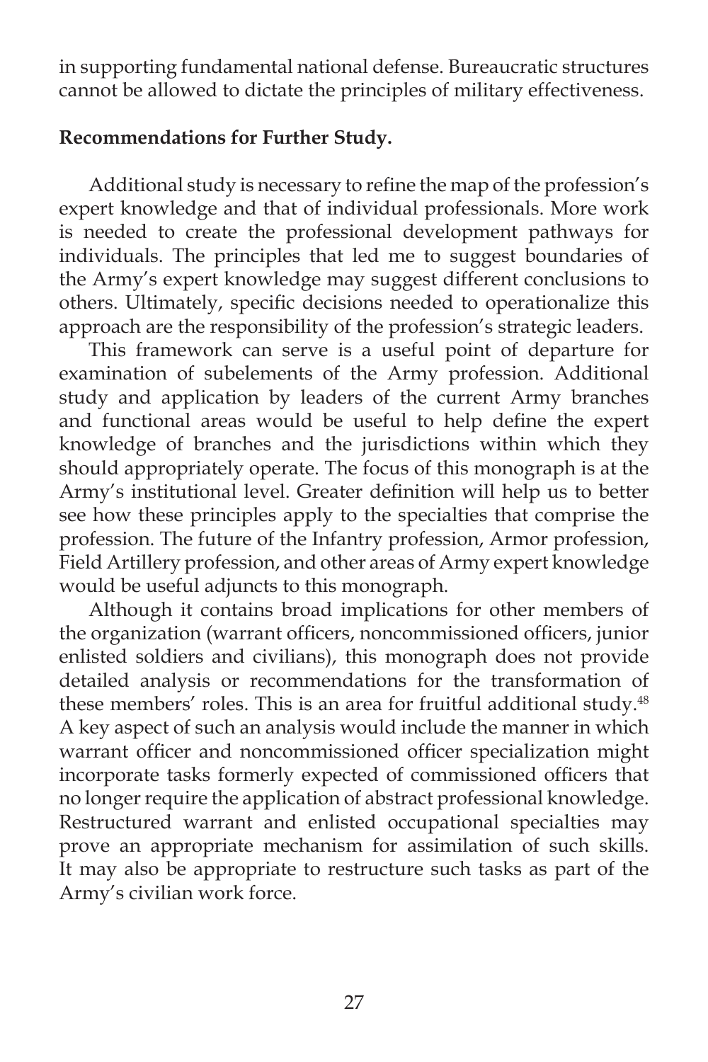in supporting fundamental national defense. Bureaucratic structures cannot be allowed to dictate the principles of military effectiveness.

**Recommendations for Further Study.**

Additional study is necessary to refine the map of the profession's expert knowledge and that of individual professionals. More work is needed to create the professional development pathways for individuals. The principles that led me to suggest boundaries of the Army's expert knowledge may suggest different conclusions to others. Ultimately, specific decisions needed to operationalize this approach are the responsibility of the profession's strategic leaders.

This framework can serve is a useful point of departure for examination of subelements of the Army profession. Additional study and application by leaders of the current Army branches and functional areas would be useful to help define the expert knowledge of branches and the jurisdictions within which they should appropriately operate. The focus of this monograph is at the Army's institutional level. Greater definition will help us to better see how these principles apply to the specialties that comprise the profession. The future of the Infantry profession, Armor profession, Field Artillery profession, and other areas of Army expert knowledge would be useful adjuncts to this monograph.

Although it contains broad implications for other members of the organization (warrant officers, noncommissioned officers, junior enlisted soldiers and civilians), this monograph does not provide detailed analysis or recommendations for the transformation of these members' roles. This is an area for fruitful additional study.[48] A key aspect of such an analysis would include the manner in which warrant officer and noncommissioned officer specialization might incorporate tasks formerly expected of commissioned officers that no longer require the application of abstract professional knowledge. Restructured warrant and enlisted occupational specialties may prove an appropriate mechanism for assimilation of such skills. It may also be appropriate to restructure such tasks as part of the Army's civilian work force.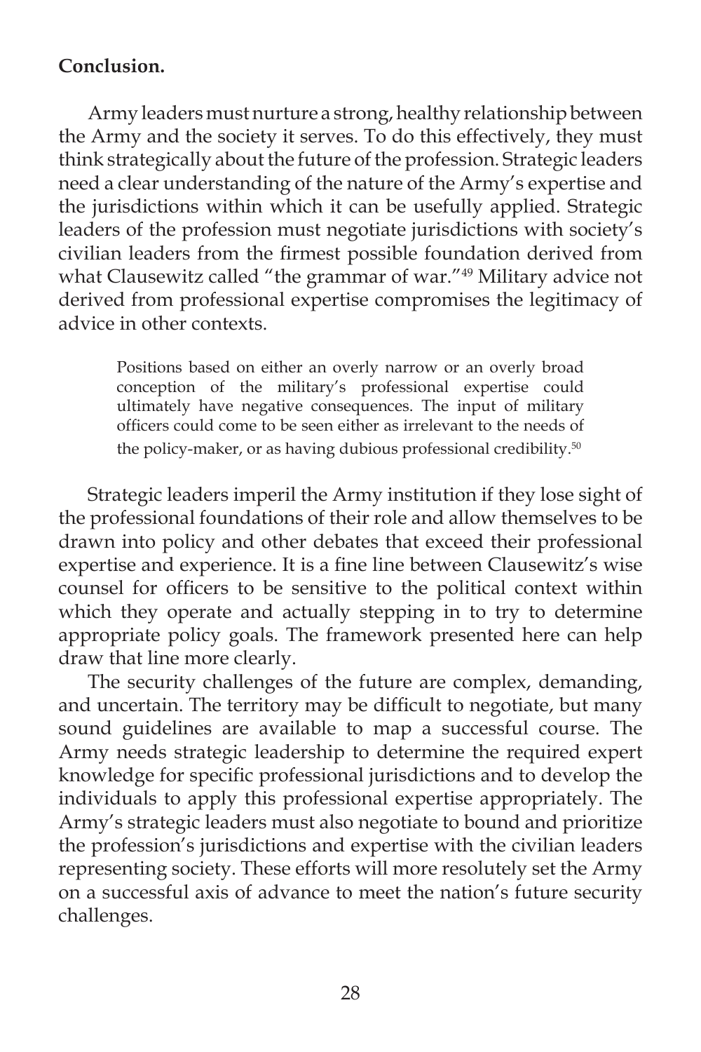**Conclusion.**

Army leaders must nurture a strong, healthy relationship between the Army and the society it serves. To do this effectively, they must think strategically about the future of the profession. Strategic leaders need a clear understanding of the nature of the Army's expertise and the jurisdictions within which it can be usefully applied. Strategic leaders of the profession must negotiate jurisdictions with society's civilian leaders from the firmest possible foundation derived from what Clausewitz called "the grammar of war."[49] Military advice not derived from professional expertise compromises the legitimacy of advice in other contexts.

> Positions based on either an overly narrow or an overly broad conception of the military's professional expertise could ultimately have negative consequences. The input of military officers could come to be seen either as irrelevant to the needs of the policy-maker, or as having dubious professional credibility.[50]

Strategic leaders imperil the Army institution if they lose sight of the professional foundations of their role and allow themselves to be drawn into policy and other debates that exceed their professional expertise and experience. It is a fine line between Clausewitz's wise counsel for officers to be sensitive to the political context within which they operate and actually stepping in to try to determine appropriate policy goals. The framework presented here can help draw that line more clearly.

The security challenges of the future are complex, demanding, and uncertain. The territory may be difficult to negotiate, but many sound guidelines are available to map a successful course. The Army needs strategic leadership to determine the required expert knowledge for specific professional jurisdictions and to develop the individuals to apply this professional expertise appropriately. The Army's strategic leaders must also negotiate to bound and prioritize the profession's jurisdictions and expertise with the civilian leaders representing society. These efforts will more resolutely set the Army on a successful axis of advance to meet the nation's future security challenges.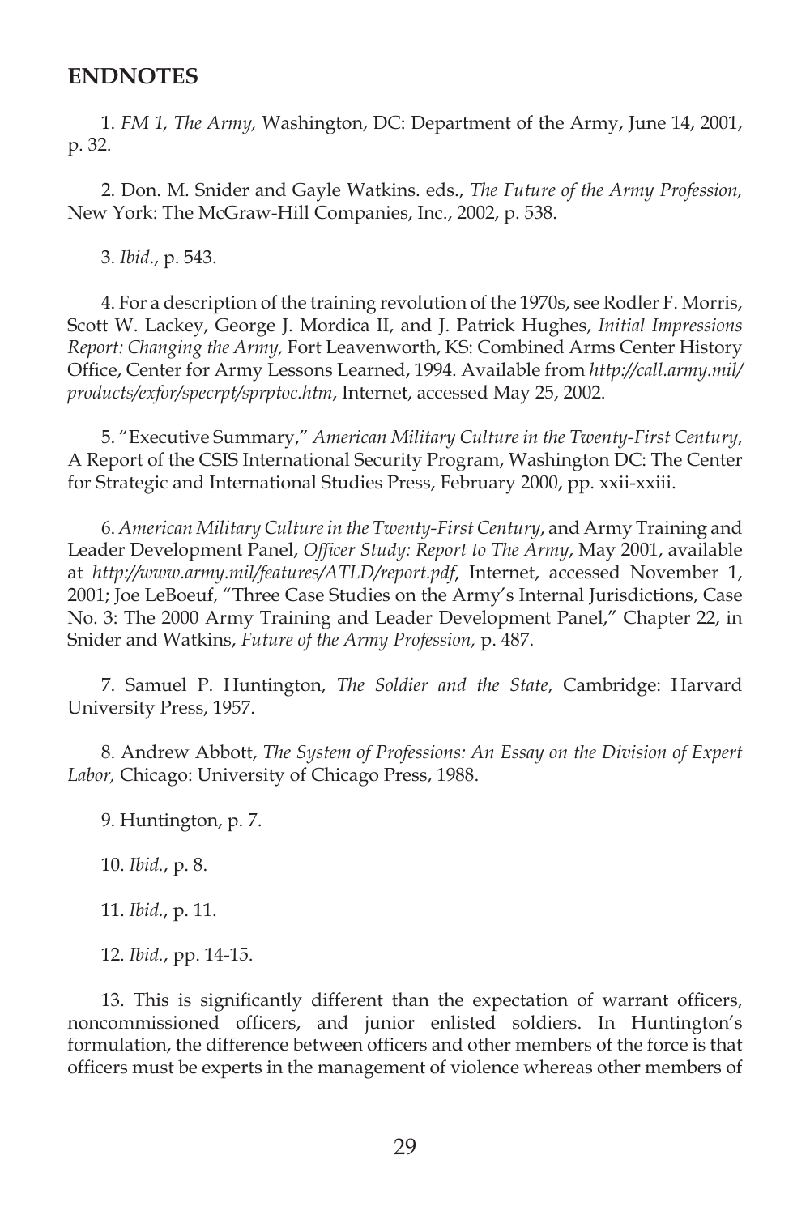## ENDNOTES

1. *FM 1, The Army,* Washington, DC: Department of the Army, June 14, 2001, p. 32.

2. Don. M. Snider and Gayle Watkins. eds., *The Future of the Army Profession,* New York: The McGraw-Hill Companies, Inc., 2002, p. 538.

3. *Ibid*., p. 543.

4. For a description of the training revolution of the 1970s, see Rodler F. Morris, Scott W. Lackey, George J. Mordica II, and J. Patrick Hughes, *Initial Impressions Report: Changing the Army,* Fort Leavenworth, KS: Combined Arms Center History Office, Center for Army Lessons Learned, 1994. Available from *http://call.army.mil/products/exfor/specrpt/sprptoc.htm*, Internet, accessed May 25, 2002.

5. "Executive Summary," *American Military Culture in the Twenty-First Century*, A Report of the CSIS International Security Program, Washington DC: The Center for Strategic and International Studies Press, February 2000, pp. xxii-xxiii.

6. *American Military Culture in the Twenty-First Century*, and Army Training and Leader Development Panel, *Officer Study: Report to The Army*, May 2001, available at *http://www.army.mil/features/ATLD/report.pdf*, Internet, accessed November 1, 2001; Joe LeBoeuf, "Three Case Studies on the Army's Internal Jurisdictions, Case No. 3: The 2000 Army Training and Leader Development Panel," Chapter 22, in Snider and Watkins, *Future of the Army Profession,* p. 487.

7. Samuel P. Huntington, *The Soldier and the State*, Cambridge: Harvard University Press, 1957.

8. Andrew Abbott, *The System of Professions: An Essay on the Division of Expert Labor,* Chicago: University of Chicago Press, 1988.

9. Huntington, p. 7.

10. *Ibid*., p. 8.

11. *Ibid*., p. 11.

12. *Ibid*., pp. 14-15.

13. This is significantly different than the expectation of warrant officers, noncommissioned officers, and junior enlisted soldiers. In Huntington's formulation, the difference between officers and other members of the force is that officers must be experts in the management of violence whereas other members of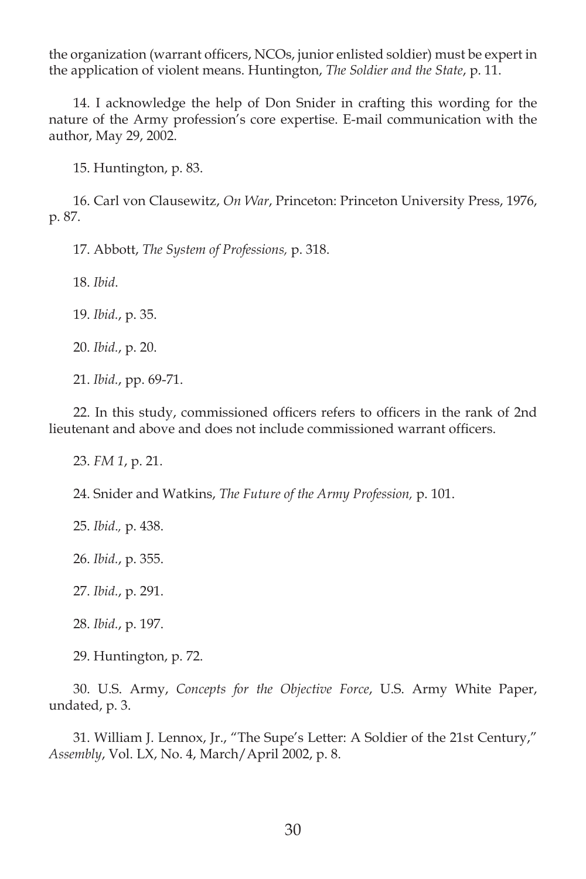the organization (warrant officers, NCOs, junior enlisted soldier) must be expert in the application of violent means. Huntington, *The Soldier and the State*, p. 11.

14. I acknowledge the help of Don Snider in crafting this wording for the nature of the Army profession's core expertise. E-mail communication with the author, May 29, 2002.

15. Huntington, p. 83.

16. Carl von Clausewitz, *On War*, Princeton: Princeton University Press, 1976, p. 87.

17. Abbott, *The System of Professions,* p. 318.

18. *Ibid*.

19. *Ibid*., p. 35.

20. *Ibid*., p. 20.

21. *Ibid*., pp. 69-71.

22. In this study, commissioned officers refers to officers in the rank of 2nd lieutenant and above and does not include commissioned warrant officers.

23. *FM 1*, p. 21.

24. Snider and Watkins, *The Future of the Army Profession,* p. 101.

25. *Ibid.,* p. 438.

26. *Ibid*., p. 355.

27. *Ibid*., p. 291.

28. *Ibid*., p. 197.

29. Huntington, p. 72.

30. U.S. Army, *Concepts for the Objective Force*, U.S. Army White Paper, undated, p. 3.

31. William J. Lennox, Jr., "The Supe's Letter: A Soldier of the 21st Century," *Assembly*, Vol. LX, No. 4, March/April 2002, p. 8.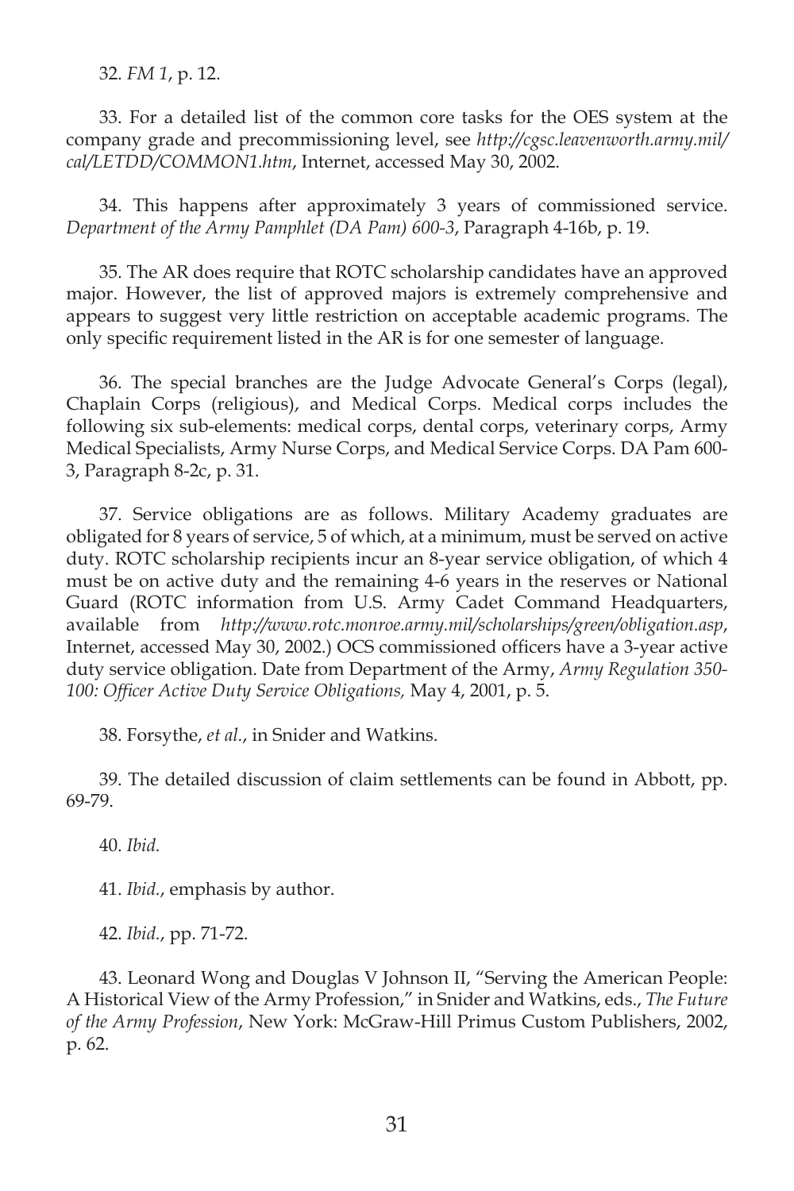32. *FM 1*, p. 12.

33. For a detailed list of the common core tasks for the OES system at the company grade and precommissioning level, see *http://cgsc.leavenworth.army.mil/cal/LETDD/COMMON1.htm*, Internet, accessed May 30, 2002.

34. This happens after approximately 3 years of commissioned service. *Department of the Army Pamphlet (DA Pam) 600-3*, Paragraph 4-16b, p. 19.

35. The AR does require that ROTC scholarship candidates have an approved major. However, the list of approved majors is extremely comprehensive and appears to suggest very little restriction on acceptable academic programs. The only specific requirement listed in the AR is for one semester of language.

36. The special branches are the Judge Advocate General's Corps (legal), Chaplain Corps (religious), and Medical Corps. Medical corps includes the following six sub-elements: medical corps, dental corps, veterinary corps, Army Medical Specialists, Army Nurse Corps, and Medical Service Corps. DA Pam 600-3, Paragraph 8-2c, p. 31.

37. Service obligations are as follows. Military Academy graduates are obligated for 8 years of service, 5 of which, at a minimum, must be served on active duty. ROTC scholarship recipients incur an 8-year service obligation, of which 4 must be on active duty and the remaining 4-6 years in the reserves or National Guard (ROTC information from U.S. Army Cadet Command Headquarters, available from *http://www.rotc.monroe.army.mil/scholarships/green/obligation.asp*, Internet, accessed May 30, 2002.) OCS commissioned officers have a 3-year active duty service obligation. Date from Department of the Army, *Army Regulation 350-100: Officer Active Duty Service Obligations,* May 4, 2001, p. 5.

38. Forsythe, *et al.*, in Snider and Watkins.

39. The detailed discussion of claim settlements can be found in Abbott, pp. 69-79.

40. *Ibid.*

41. *Ibid.*, emphasis by author.

42. *Ibid.*, pp. 71-72.

43. Leonard Wong and Douglas V Johnson II, "Serving the American People: A Historical View of the Army Profession," in Snider and Watkins, eds., *The Future of the Army Profession*, New York: McGraw-Hill Primus Custom Publishers, 2002, p. 62.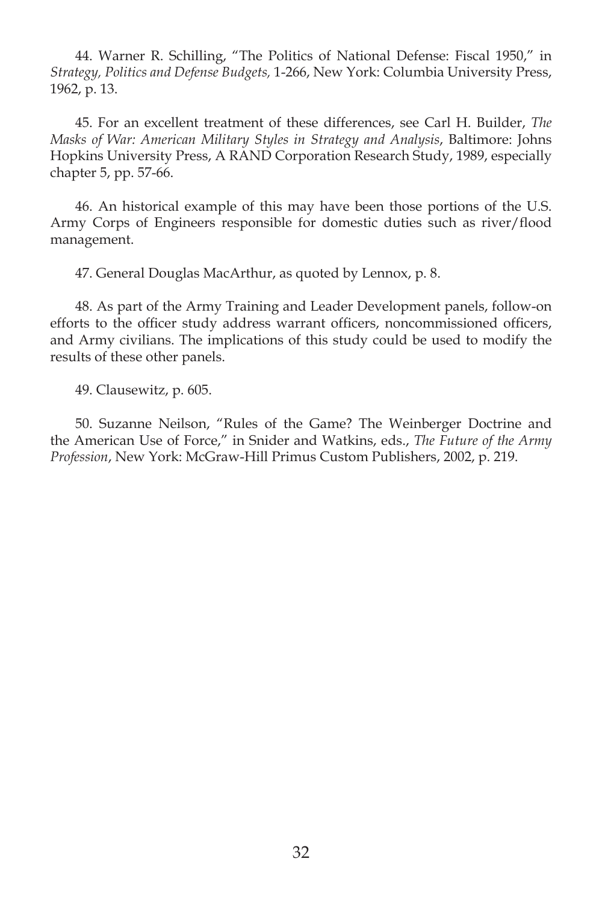44. Warner R. Schilling, "The Politics of National Defense: Fiscal 1950," in *Strategy, Politics and Defense Budgets,* 1-266, New York: Columbia University Press, 1962, p. 13.

45. For an excellent treatment of these differences, see Carl H. Builder, *The Masks of War: American Military Styles in Strategy and Analysis*, Baltimore: Johns Hopkins University Press, A RAND Corporation Research Study, 1989, especially chapter 5, pp. 57-66.

46. An historical example of this may have been those portions of the U.S. Army Corps of Engineers responsible for domestic duties such as river/flood management.

47. General Douglas MacArthur, as quoted by Lennox, p. 8.

48. As part of the Army Training and Leader Development panels, follow-on efforts to the officer study address warrant officers, noncommissioned officers, and Army civilians. The implications of this study could be used to modify the results of these other panels.

49. Clausewitz, p. 605.

50. Suzanne Neilson, "Rules of the Game? The Weinberger Doctrine and the American Use of Force," in Snider and Watkins, eds., *The Future of the Army Profession*, New York: McGraw-Hill Primus Custom Publishers, 2002, p. 219.